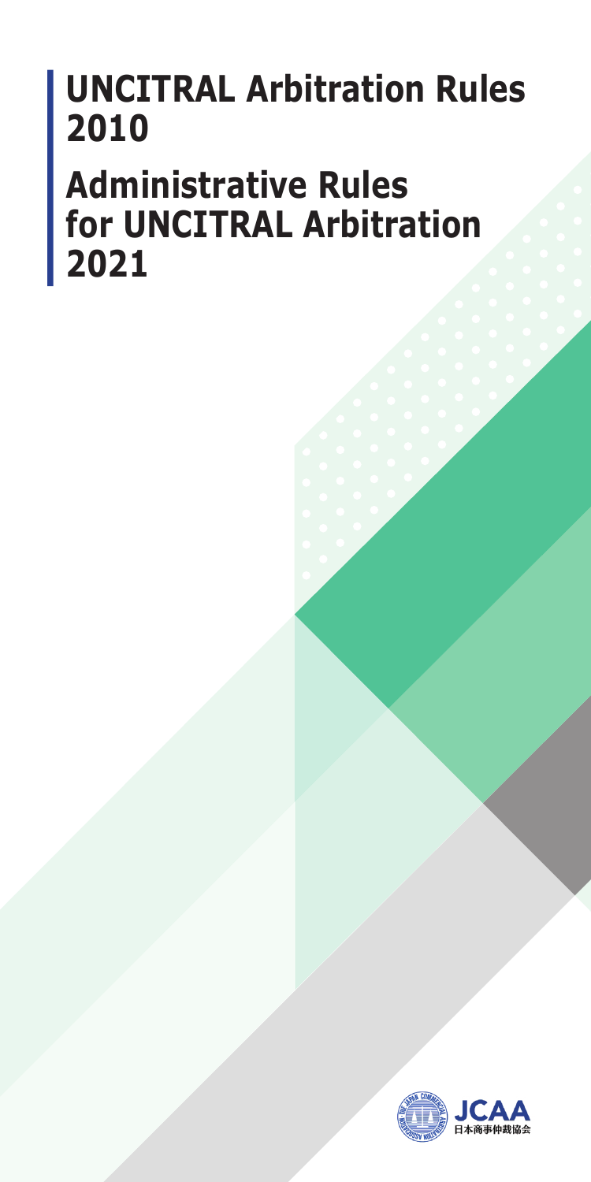# UNCITRAL Arbitration Rules 2010

# Administrative Rules for UNCITRAL Arbitration 2021

JCAA
日本商事仲裁協会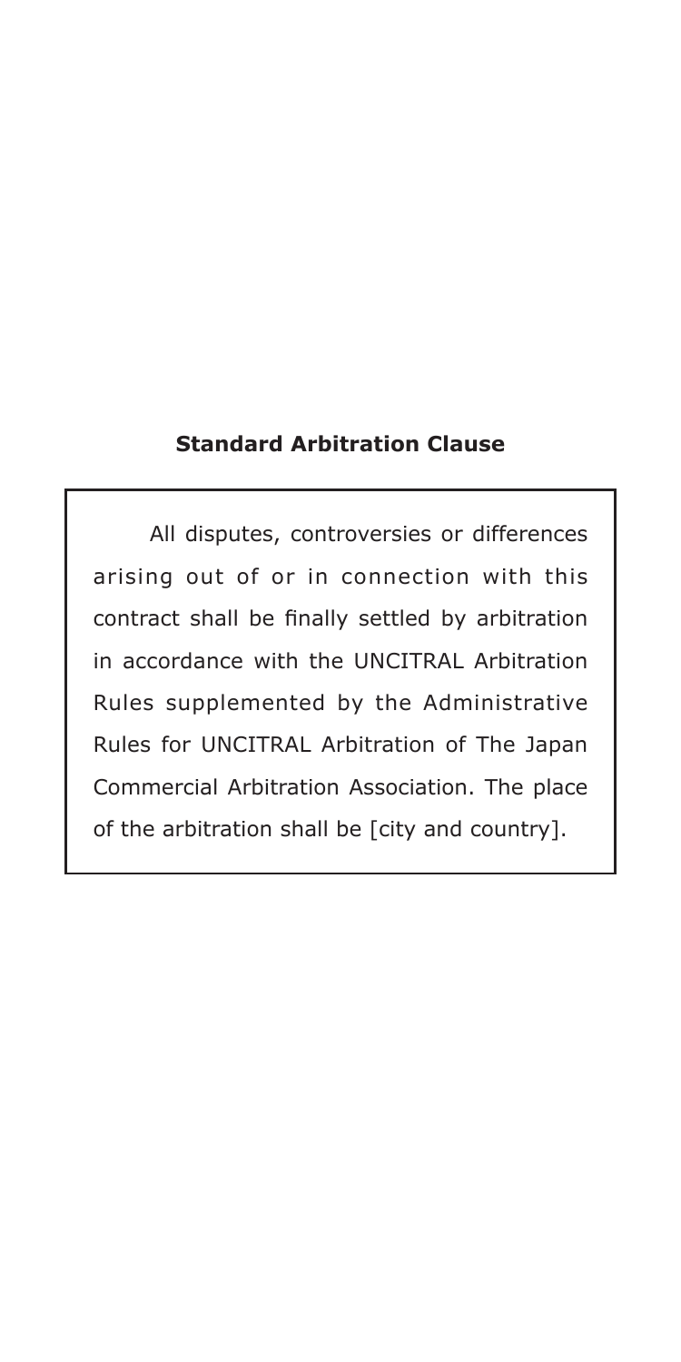## Standard Arbitration Clause

All disputes, controversies or differences arising out of or in connection with this contract shall be finally settled by arbitration in accordance with the UNCITRAL Arbitration Rules supplemented by the Administrative Rules for UNCITRAL Arbitration of The Japan Commercial Arbitration Association. The place of the arbitration shall be [city and country].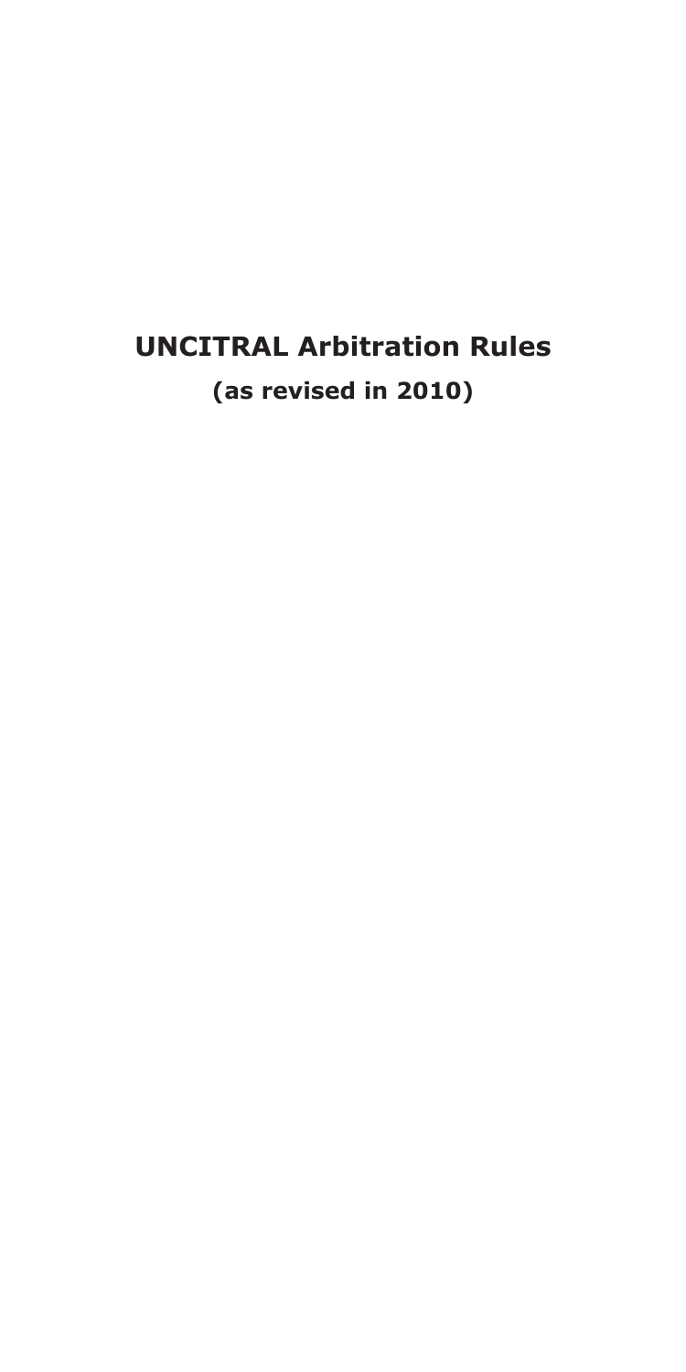# UNCITRAL Arbitration Rules

**(as revised in 2010)**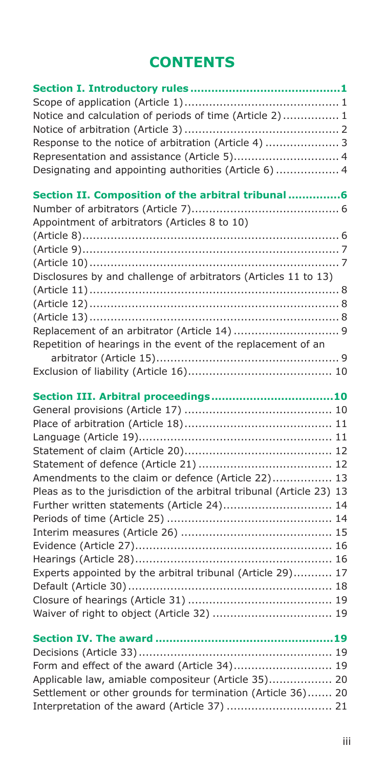# CONTENTS

**Section I. Introductory rules ... 1**

Scope of application (Article 1) ... 1
Notice and calculation of periods of time (Article 2) ... 1
Notice of arbitration (Article 3) ... 2
Response to the notice of arbitration (Article 4) ... 3
Representation and assistance (Article 5) ... 4
Designating and appointing authorities (Article 6) ... 4

**Section II. Composition of the arbitral tribunal ... 6**

Number of arbitrators (Article 7) ... 6
Appointment of arbitrators (Articles 8 to 10)
(Article 8) ... 6
(Article 9) ... 7
(Article 10) ... 7
Disclosures by and challenge of arbitrators (Articles 11 to 13)
(Article 11) ... 8
(Article 12) ... 8
(Article 13) ... 8
Replacement of an arbitrator (Article 14) ... 9
Repetition of hearings in the event of the replacement of an arbitrator (Article 15) ... 9
Exclusion of liability (Article 16) ... 10

**Section III. Arbitral proceedings ... 10**

General provisions (Article 17) ... 10
Place of arbitration (Article 18) ... 11
Language (Article 19) ... 11
Statement of claim (Article 20) ... 12
Statement of defence (Article 21) ... 12
Amendments to the claim or defence (Article 22) ... 13
Pleas as to the jurisdiction of the arbitral tribunal (Article 23) 13
Further written statements (Article 24) ... 14
Periods of time (Article 25) ... 14
Interim measures (Article 26) ... 15
Evidence (Article 27) ... 16
Hearings (Article 28) ... 16
Experts appointed by the arbitral tribunal (Article 29) ... 17
Default (Article 30) ... 18
Closure of hearings (Article 31) ... 19
Waiver of right to object (Article 32) ... 19

**Section IV. The award ... 19**

Decisions (Article 33) ... 19
Form and effect of the award (Article 34) ... 19
Applicable law, amiable compositeur (Article 35) ... 20
Settlement or other grounds for termination (Article 36) ... 20
Interpretation of the award (Article 37) ... 21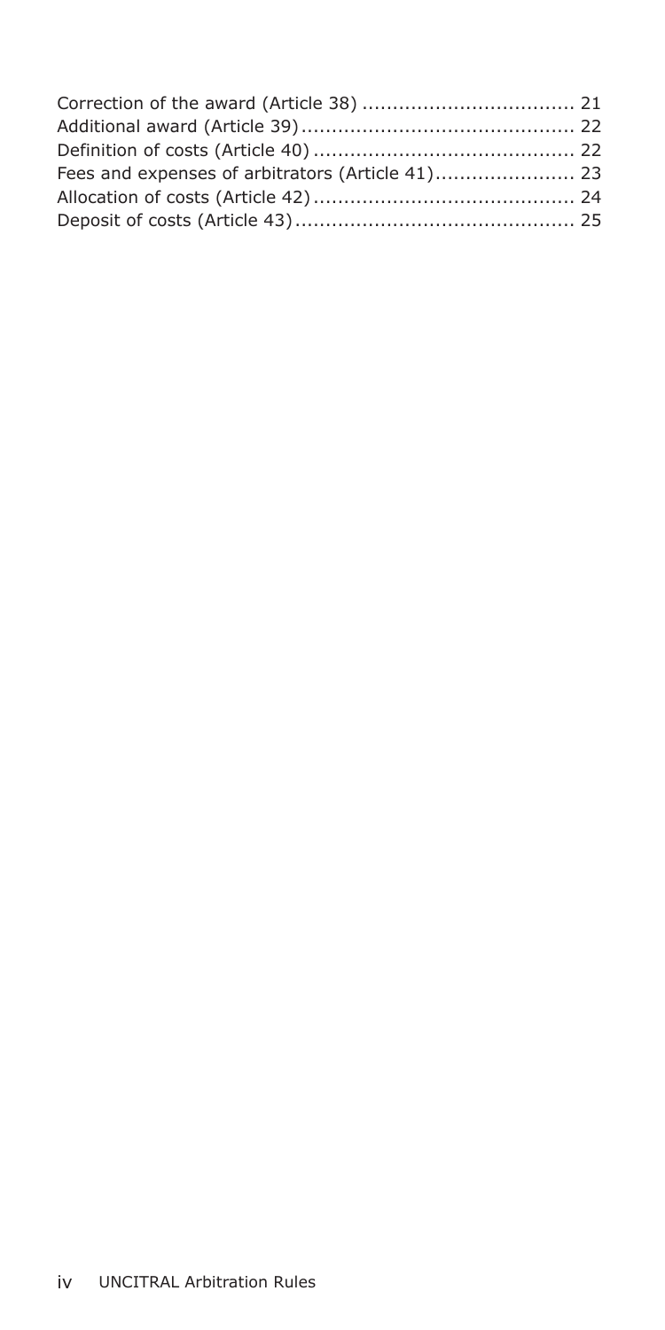Correction of the award (Article 38) .................................. 21
Additional award (Article 39)............................................ 22
Definition of costs (Article 40) .......................................... 22
Fees and expenses of arbitrators (Article 41)...................... 23
Allocation of costs (Article 42).......................................... 24
Deposit of costs (Article 43)............................................. 25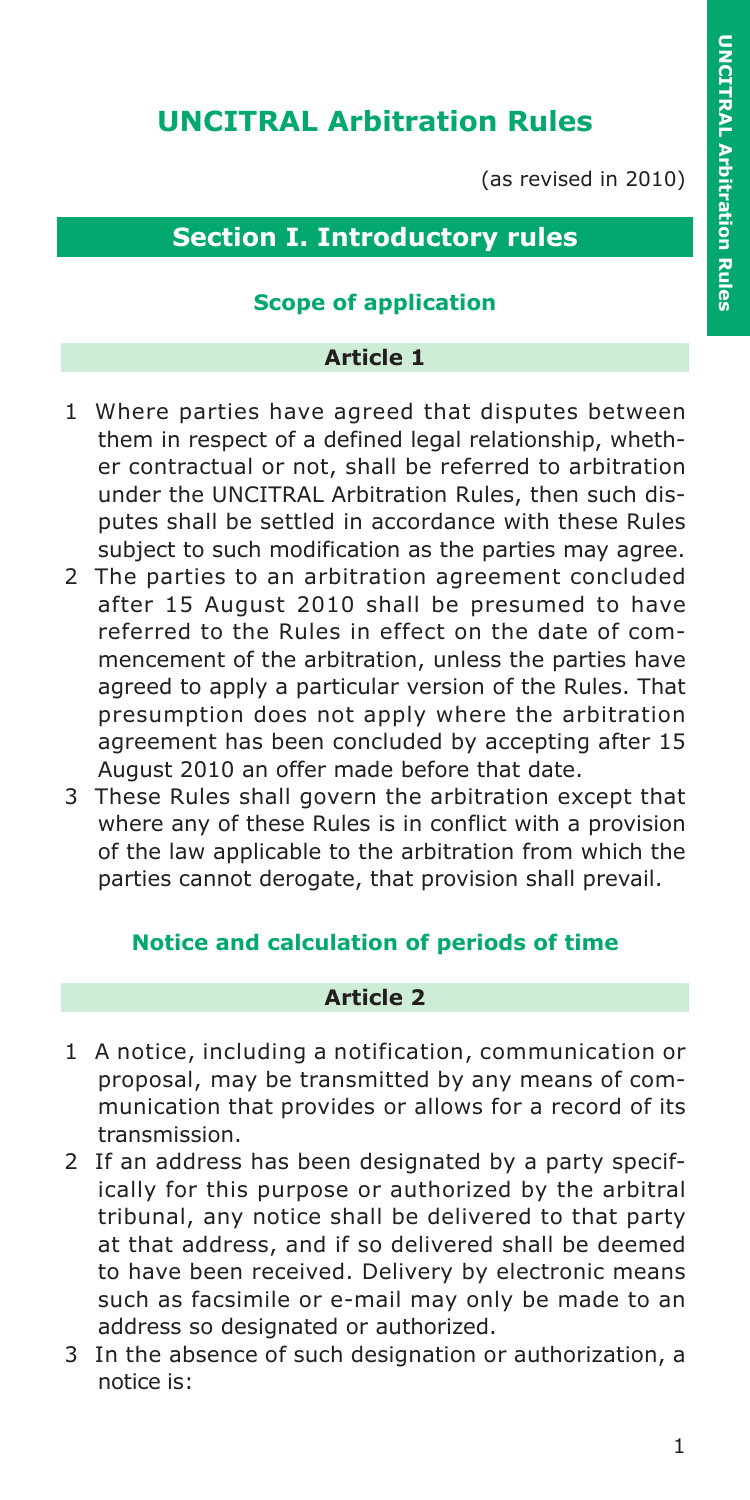# UNCITRAL Arbitration Rules

(as revised in 2010)

## Section I. Introductory rules

### Scope of application

#### Article 1

1. Where parties have agreed that disputes between them in respect of a defined legal relationship, whether contractual or not, shall be referred to arbitration under the UNCITRAL Arbitration Rules, then such disputes shall be settled in accordance with these Rules subject to such modification as the parties may agree.
2. The parties to an arbitration agreement concluded after 15 August 2010 shall be presumed to have referred to the Rules in effect on the date of commencement of the arbitration, unless the parties have agreed to apply a particular version of the Rules. That presumption does not apply where the arbitration agreement has been concluded by accepting after 15 August 2010 an offer made before that date.
3. These Rules shall govern the arbitration except that where any of these Rules is in conflict with a provision of the law applicable to the arbitration from which the parties cannot derogate, that provision shall prevail.

### Notice and calculation of periods of time

#### Article 2

1. A notice, including a notification, communication or proposal, may be transmitted by any means of communication that provides or allows for a record of its transmission.
2. If an address has been designated by a party specifically for this purpose or authorized by the arbitral tribunal, any notice shall be delivered to that party at that address, and if so delivered shall be deemed to have been received. Delivery by electronic means such as facsimile or e-mail may only be made to an address so designated or authorized.
3. In the absence of such designation or authorization, a notice is: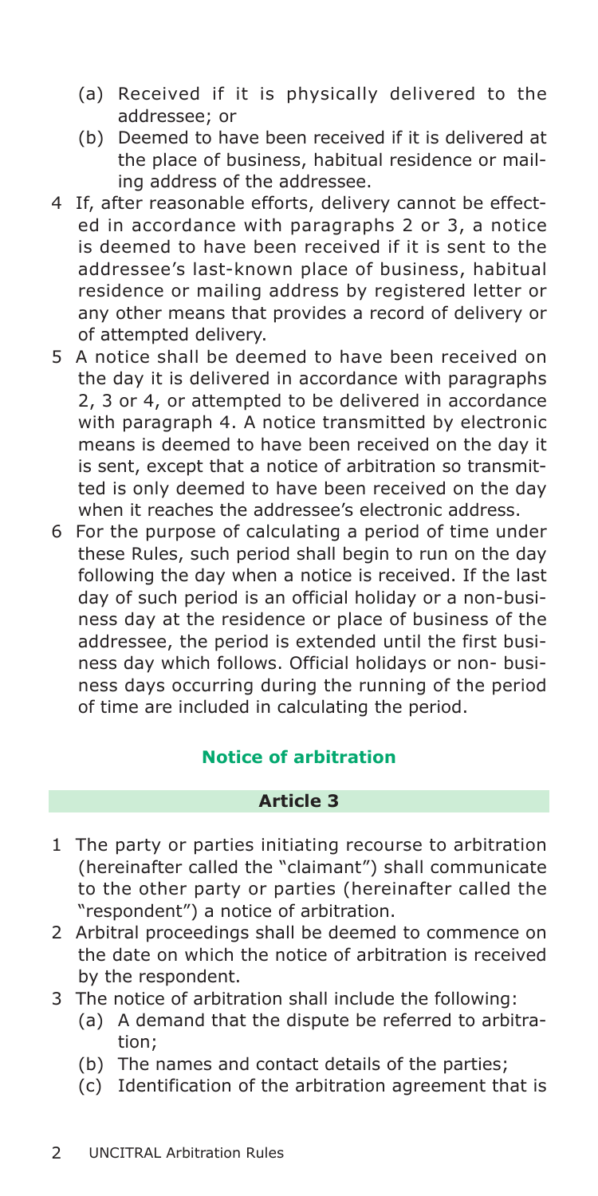(a) Received if it is physically delivered to the addressee; or
(b) Deemed to have been received if it is delivered at the place of business, habitual residence or mailing address of the addressee.

4 If, after reasonable efforts, delivery cannot be effected in accordance with paragraphs 2 or 3, a notice is deemed to have been received if it is sent to the addressee's last-known place of business, habitual residence or mailing address by registered letter or any other means that provides a record of delivery or of attempted delivery.

5 A notice shall be deemed to have been received on the day it is delivered in accordance with paragraphs 2, 3 or 4, or attempted to be delivered in accordance with paragraph 4. A notice transmitted by electronic means is deemed to have been received on the day it is sent, except that a notice of arbitration so transmitted is only deemed to have been received on the day when it reaches the addressee's electronic address.

6 For the purpose of calculating a period of time under these Rules, such period shall begin to run on the day following the day when a notice is received. If the last day of such period is an official holiday or a non-business day at the residence or place of business of the addressee, the period is extended until the first business day which follows. Official holidays or non- business days occurring during the running of the period of time are included in calculating the period.

## Notice of arbitration

### Article 3

1 The party or parties initiating recourse to arbitration (hereinafter called the "claimant") shall communicate to the other party or parties (hereinafter called the "respondent") a notice of arbitration.

2 Arbitral proceedings shall be deemed to commence on the date on which the notice of arbitration is received by the respondent.

3 The notice of arbitration shall include the following:

(a) A demand that the dispute be referred to arbitration;
(b) The names and contact details of the parties;
(c) Identification of the arbitration agreement that is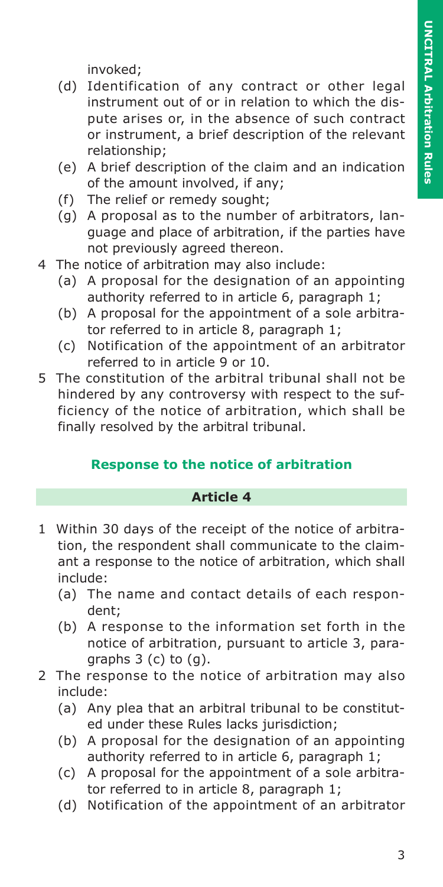invoked;

   (d) Identification of any contract or other legal instrument out of or in relation to which the dispute arises or, in the absence of such contract or instrument, a brief description of the relevant relationship;
   (e) A brief description of the claim and an indication of the amount involved, if any;
   (f) The relief or remedy sought;
   (g) A proposal as to the number of arbitrators, language and place of arbitration, if the parties have not previously agreed thereon.

4 The notice of arbitration may also include:
   (a) A proposal for the designation of an appointing authority referred to in article 6, paragraph 1;
   (b) A proposal for the appointment of a sole arbitrator referred to in article 8, paragraph 1;
   (c) Notification of the appointment of an arbitrator referred to in article 9 or 10.

5 The constitution of the arbitral tribunal shall not be hindered by any controversy with respect to the sufficiency of the notice of arbitration, which shall be finally resolved by the arbitral tribunal.

## Response to the notice of arbitration

### Article 4

1 Within 30 days of the receipt of the notice of arbitration, the respondent shall communicate to the claimant a response to the notice of arbitration, which shall include:
   (a) The name and contact details of each respondent;
   (b) A response to the information set forth in the notice of arbitration, pursuant to article 3, paragraphs 3 (c) to (g).

2 The response to the notice of arbitration may also include:
   (a) Any plea that an arbitral tribunal to be constituted under these Rules lacks jurisdiction;
   (b) A proposal for the designation of an appointing authority referred to in article 6, paragraph 1;
   (c) A proposal for the appointment of a sole arbitrator referred to in article 8, paragraph 1;
   (d) Notification of the appointment of an arbitrator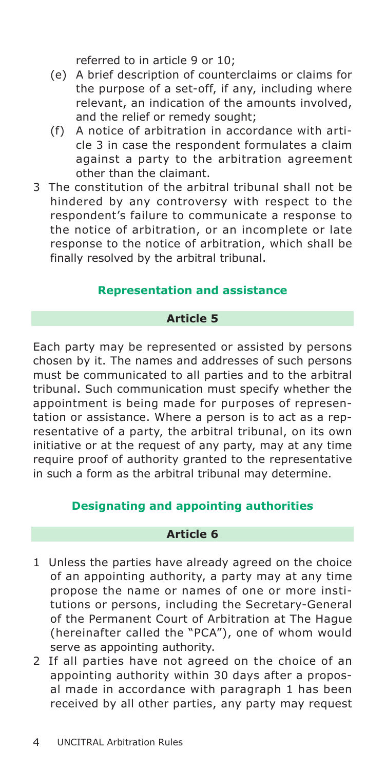referred to in article 9 or 10;

(e) A brief description of counterclaims or claims for the purpose of a set-off, if any, including where relevant, an indication of the amounts involved, and the relief or remedy sought;

(f) A notice of arbitration in accordance with article 3 in case the respondent formulates a claim against a party to the arbitration agreement other than the claimant.

3 The constitution of the arbitral tribunal shall not be hindered by any controversy with respect to the respondent's failure to communicate a response to the notice of arbitration, or an incomplete or late response to the notice of arbitration, which shall be finally resolved by the arbitral tribunal.

## Representation and assistance

### Article 5

Each party may be represented or assisted by persons chosen by it. The names and addresses of such persons must be communicated to all parties and to the arbitral tribunal. Such communication must specify whether the appointment is being made for purposes of representation or assistance. Where a person is to act as a representative of a party, the arbitral tribunal, on its own initiative or at the request of any party, may at any time require proof of authority granted to the representative in such a form as the arbitral tribunal may determine.

## Designating and appointing authorities

### Article 6

1 Unless the parties have already agreed on the choice of an appointing authority, a party may at any time propose the name or names of one or more institutions or persons, including the Secretary-General of the Permanent Court of Arbitration at The Hague (hereinafter called the "PCA"), one of whom would serve as appointing authority.

2 If all parties have not agreed on the choice of an appointing authority within 30 days after a proposal made in accordance with paragraph 1 has been received by all other parties, any party may request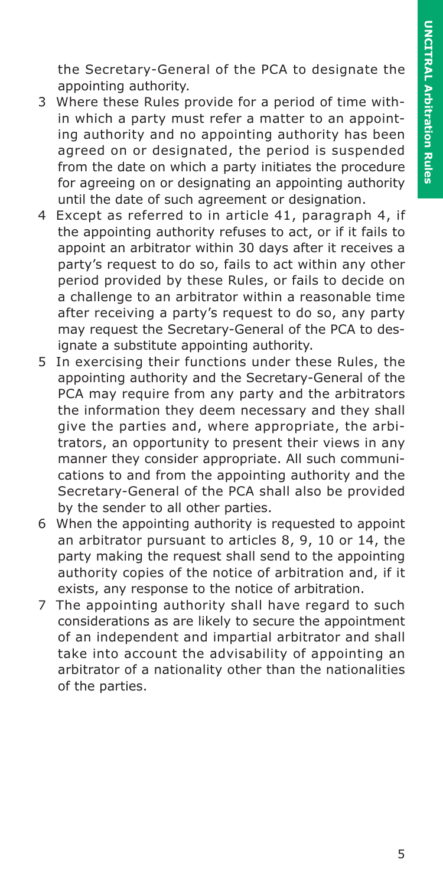the Secretary-General of the PCA to designate the appointing authority.

3 Where these Rules provide for a period of time within which a party must refer a matter to an appointing authority and no appointing authority has been agreed on or designated, the period is suspended from the date on which a party initiates the procedure for agreeing on or designating an appointing authority until the date of such agreement or designation.

4 Except as referred to in article 41, paragraph 4, if the appointing authority refuses to act, or if it fails to appoint an arbitrator within 30 days after it receives a party's request to do so, fails to act within any other period provided by these Rules, or fails to decide on a challenge to an arbitrator within a reasonable time after receiving a party's request to do so, any party may request the Secretary-General of the PCA to designate a substitute appointing authority.

5 In exercising their functions under these Rules, the appointing authority and the Secretary-General of the PCA may require from any party and the arbitrators the information they deem necessary and they shall give the parties and, where appropriate, the arbitrators, an opportunity to present their views in any manner they consider appropriate. All such communications to and from the appointing authority and the Secretary-General of the PCA shall also be provided by the sender to all other parties.

6 When the appointing authority is requested to appoint an arbitrator pursuant to articles 8, 9, 10 or 14, the party making the request shall send to the appointing authority copies of the notice of arbitration and, if it exists, any response to the notice of arbitration.

7 The appointing authority shall have regard to such considerations as are likely to secure the appointment of an independent and impartial arbitrator and shall take into account the advisability of appointing an arbitrator of a nationality other than the nationalities of the parties.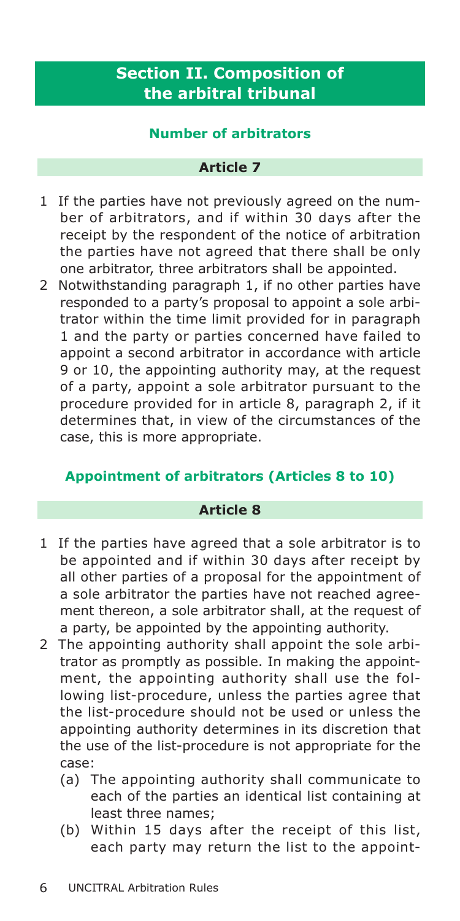## Section II. Composition of the arbitral tribunal

### Number of arbitrators

#### Article 7

1 If the parties have not previously agreed on the number of arbitrators, and if within 30 days after the receipt by the respondent of the notice of arbitration the parties have not agreed that there shall be only one arbitrator, three arbitrators shall be appointed.

2 Notwithstanding paragraph 1, if no other parties have responded to a party's proposal to appoint a sole arbitrator within the time limit provided for in paragraph 1 and the party or parties concerned have failed to appoint a second arbitrator in accordance with article 9 or 10, the appointing authority may, at the request of a party, appoint a sole arbitrator pursuant to the procedure provided for in article 8, paragraph 2, if it determines that, in view of the circumstances of the case, this is more appropriate.

### Appointment of arbitrators (Articles 8 to 10)

#### Article 8

1 If the parties have agreed that a sole arbitrator is to be appointed and if within 30 days after receipt by all other parties of a proposal for the appointment of a sole arbitrator the parties have not reached agreement thereon, a sole arbitrator shall, at the request of a party, be appointed by the appointing authority.

2 The appointing authority shall appoint the sole arbitrator as promptly as possible. In making the appointment, the appointing authority shall use the following list-procedure, unless the parties agree that the list-procedure should not be used or unless the appointing authority determines in its discretion that the use of the list-procedure is not appropriate for the case:

   (a) The appointing authority shall communicate to each of the parties an identical list containing at least three names;

   (b) Within 15 days after the receipt of this list, each party may return the list to the appoint-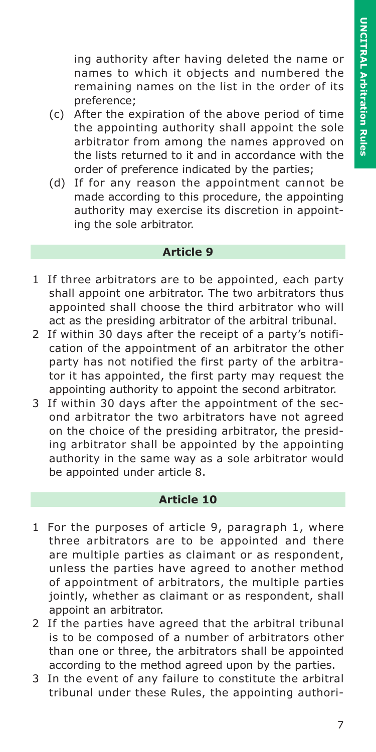ing authority after having deleted the name or names to which it objects and numbered the remaining names on the list in the order of its preference;

(c) After the expiration of the above period of time the appointing authority shall appoint the sole arbitrator from among the names approved on the lists returned to it and in accordance with the order of preference indicated by the parties;

(d) If for any reason the appointment cannot be made according to this procedure, the appointing authority may exercise its discretion in appointing the sole arbitrator.

### Article 9

1 If three arbitrators are to be appointed, each party shall appoint one arbitrator. The two arbitrators thus appointed shall choose the third arbitrator who will act as the presiding arbitrator of the arbitral tribunal.

2 If within 30 days after the receipt of a party's notification of the appointment of an arbitrator the other party has not notified the first party of the arbitrator it has appointed, the first party may request the appointing authority to appoint the second arbitrator.

3 If within 30 days after the appointment of the second arbitrator the two arbitrators have not agreed on the choice of the presiding arbitrator, the presiding arbitrator shall be appointed by the appointing authority in the same way as a sole arbitrator would be appointed under article 8.

### Article 10

1 For the purposes of article 9, paragraph 1, where three arbitrators are to be appointed and there are multiple parties as claimant or as respondent, unless the parties have agreed to another method of appointment of arbitrators, the multiple parties jointly, whether as claimant or as respondent, shall appoint an arbitrator.

2 If the parties have agreed that the arbitral tribunal is to be composed of a number of arbitrators other than one or three, the arbitrators shall be appointed according to the method agreed upon by the parties.

3 In the event of any failure to constitute the arbitral tribunal under these Rules, the appointing authori-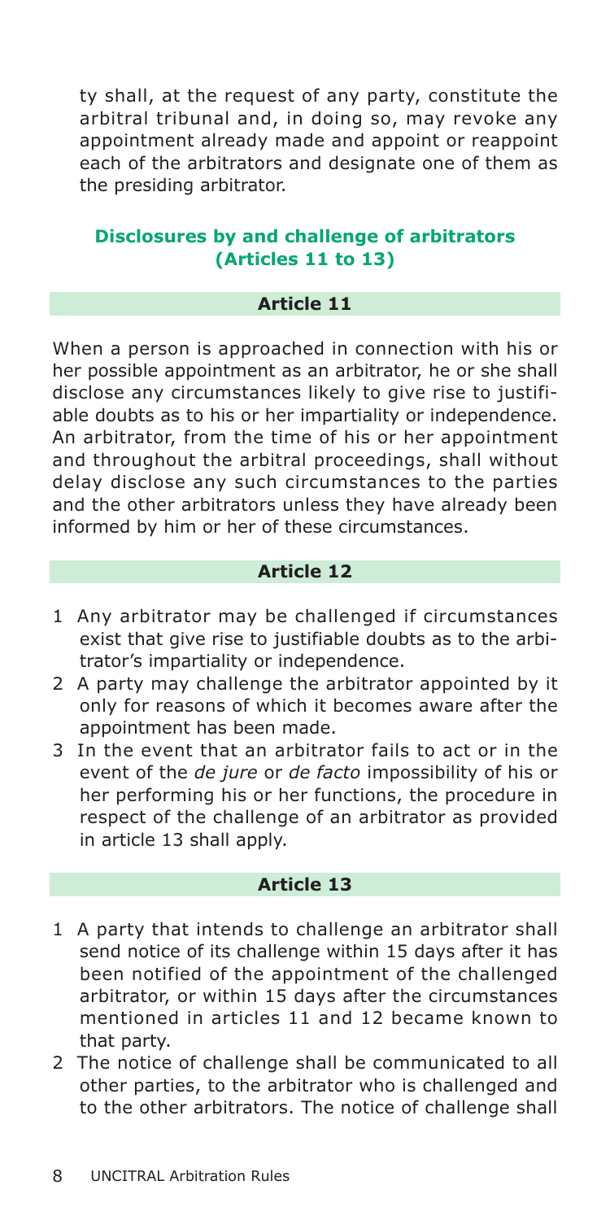ty shall, at the request of any party, constitute the arbitral tribunal and, in doing so, may revoke any appointment already made and appoint or reappoint each of the arbitrators and designate one of them as the presiding arbitrator.

## Disclosures by and challenge of arbitrators (Articles 11 to 13)

### Article 11

When a person is approached in connection with his or her possible appointment as an arbitrator, he or she shall disclose any circumstances likely to give rise to justifiable doubts as to his or her impartiality or independence. An arbitrator, from the time of his or her appointment and throughout the arbitral proceedings, shall without delay disclose any such circumstances to the parties and the other arbitrators unless they have already been informed by him or her of these circumstances.

### Article 12

1 Any arbitrator may be challenged if circumstances exist that give rise to justifiable doubts as to the arbitrator's impartiality or independence.

2 A party may challenge the arbitrator appointed by it only for reasons of which it becomes aware after the appointment has been made.

3 In the event that an arbitrator fails to act or in the event of the *de jure* or *de facto* impossibility of his or her performing his or her functions, the procedure in respect of the challenge of an arbitrator as provided in article 13 shall apply.

### Article 13

1 A party that intends to challenge an arbitrator shall send notice of its challenge within 15 days after it has been notified of the appointment of the challenged arbitrator, or within 15 days after the circumstances mentioned in articles 11 and 12 became known to that party.

2 The notice of challenge shall be communicated to all other parties, to the arbitrator who is challenged and to the other arbitrators. The notice of challenge shall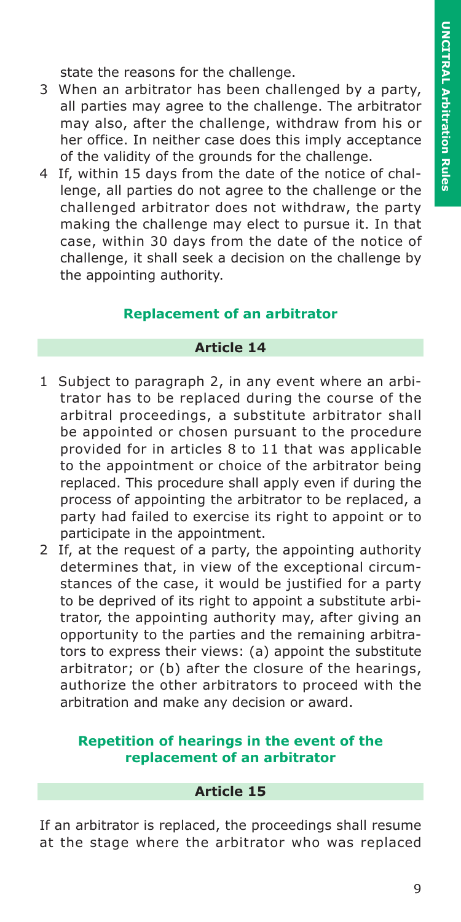state the reasons for the challenge.

3 When an arbitrator has been challenged by a party, all parties may agree to the challenge. The arbitrator may also, after the challenge, withdraw from his or her office. In neither case does this imply acceptance of the validity of the grounds for the challenge.

4 If, within 15 days from the date of the notice of challenge, all parties do not agree to the challenge or the challenged arbitrator does not withdraw, the party making the challenge may elect to pursue it. In that case, within 30 days from the date of the notice of challenge, it shall seek a decision on the challenge by the appointing authority.

### Replacement of an arbitrator

#### Article 14

1 Subject to paragraph 2, in any event where an arbitrator has to be replaced during the course of the arbitral proceedings, a substitute arbitrator shall be appointed or chosen pursuant to the procedure provided for in articles 8 to 11 that was applicable to the appointment or choice of the arbitrator being replaced. This procedure shall apply even if during the process of appointing the arbitrator to be replaced, a party had failed to exercise its right to appoint or to participate in the appointment.

2 If, at the request of a party, the appointing authority determines that, in view of the exceptional circumstances of the case, it would be justified for a party to be deprived of its right to appoint a substitute arbitrator, the appointing authority may, after giving an opportunity to the parties and the remaining arbitrators to express their views: (a) appoint the substitute arbitrator; or (b) after the closure of the hearings, authorize the other arbitrators to proceed with the arbitration and make any decision or award.

### Repetition of hearings in the event of the replacement of an arbitrator

#### Article 15

If an arbitrator is replaced, the proceedings shall resume at the stage where the arbitrator who was replaced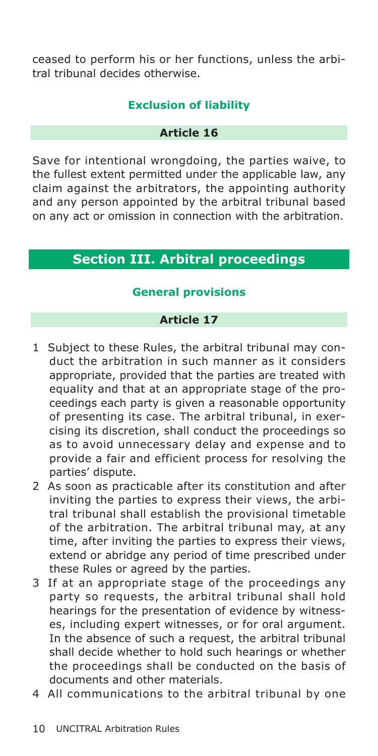ceased to perform his or her functions, unless the arbitral tribunal decides otherwise.

### Exclusion of liability

#### Article 16

Save for intentional wrongdoing, the parties waive, to the fullest extent permitted under the applicable law, any claim against the arbitrators, the appointing authority and any person appointed by the arbitral tribunal based on any act or omission in connection with the arbitration.

## Section III. Arbitral proceedings

### General provisions

#### Article 17

1 Subject to these Rules, the arbitral tribunal may conduct the arbitration in such manner as it considers appropriate, provided that the parties are treated with equality and that at an appropriate stage of the proceedings each party is given a reasonable opportunity of presenting its case. The arbitral tribunal, in exercising its discretion, shall conduct the proceedings so as to avoid unnecessary delay and expense and to provide a fair and efficient process for resolving the parties' dispute.
2 As soon as practicable after its constitution and after inviting the parties to express their views, the arbitral tribunal shall establish the provisional timetable of the arbitration. The arbitral tribunal may, at any time, after inviting the parties to express their views, extend or abridge any period of time prescribed under these Rules or agreed by the parties.
3 If at an appropriate stage of the proceedings any party so requests, the arbitral tribunal shall hold hearings for the presentation of evidence by witnesses, including expert witnesses, or for oral argument. In the absence of such a request, the arbitral tribunal shall decide whether to hold such hearings or whether the proceedings shall be conducted on the basis of documents and other materials.
4 All communications to the arbitral tribunal by one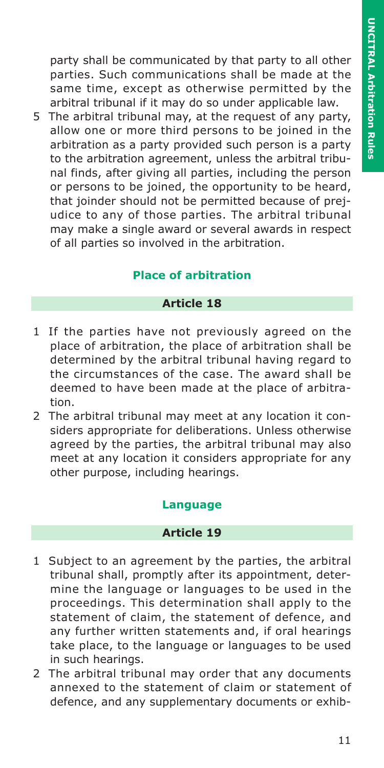party shall be communicated by that party to all other parties. Such communications shall be made at the same time, except as otherwise permitted by the arbitral tribunal if it may do so under applicable law.

5 The arbitral tribunal may, at the request of any party, allow one or more third persons to be joined in the arbitration as a party provided such person is a party to the arbitration agreement, unless the arbitral tribunal finds, after giving all parties, including the person or persons to be joined, the opportunity to be heard, that joinder should not be permitted because of prejudice to any of those parties. The arbitral tribunal may make a single award or several awards in respect of all parties so involved in the arbitration.

## Place of arbitration

### Article 18

1 If the parties have not previously agreed on the place of arbitration, the place of arbitration shall be determined by the arbitral tribunal having regard to the circumstances of the case. The award shall be deemed to have been made at the place of arbitration.

2 The arbitral tribunal may meet at any location it considers appropriate for deliberations. Unless otherwise agreed by the parties, the arbitral tribunal may also meet at any location it considers appropriate for any other purpose, including hearings.

## Language

### Article 19

1 Subject to an agreement by the parties, the arbitral tribunal shall, promptly after its appointment, determine the language or languages to be used in the proceedings. This determination shall apply to the statement of claim, the statement of defence, and any further written statements and, if oral hearings take place, to the language or languages to be used in such hearings.

2 The arbitral tribunal may order that any documents annexed to the statement of claim or statement of defence, and any supplementary documents or exhib-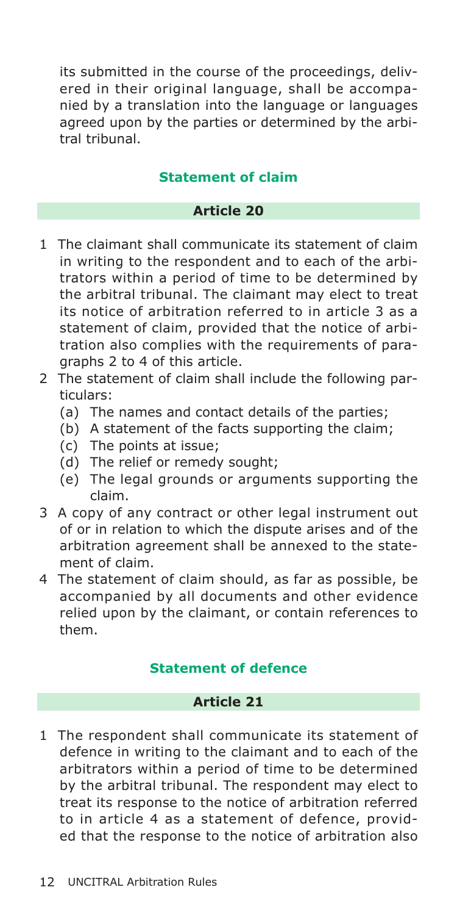its submitted in the course of the proceedings, delivered in their original language, shall be accompanied by a translation into the language or languages agreed upon by the parties or determined by the arbitral tribunal.

### Statement of claim

#### Article 20

1 The claimant shall communicate its statement of claim in writing to the respondent and to each of the arbitrators within a period of time to be determined by the arbitral tribunal. The claimant may elect to treat its notice of arbitration referred to in article 3 as a statement of claim, provided that the notice of arbitration also complies with the requirements of paragraphs 2 to 4 of this article.

2 The statement of claim shall include the following particulars:
   - (a) The names and contact details of the parties;
   - (b) A statement of the facts supporting the claim;
   - (c) The points at issue;
   - (d) The relief or remedy sought;
   - (e) The legal grounds or arguments supporting the claim.

3 A copy of any contract or other legal instrument out of or in relation to which the dispute arises and of the arbitration agreement shall be annexed to the statement of claim.

4 The statement of claim should, as far as possible, be accompanied by all documents and other evidence relied upon by the claimant, or contain references to them.

### Statement of defence

#### Article 21

1 The respondent shall communicate its statement of defence in writing to the claimant and to each of the arbitrators within a period of time to be determined by the arbitral tribunal. The respondent may elect to treat its response to the notice of arbitration referred to in article 4 as a statement of defence, provided that the response to the notice of arbitration also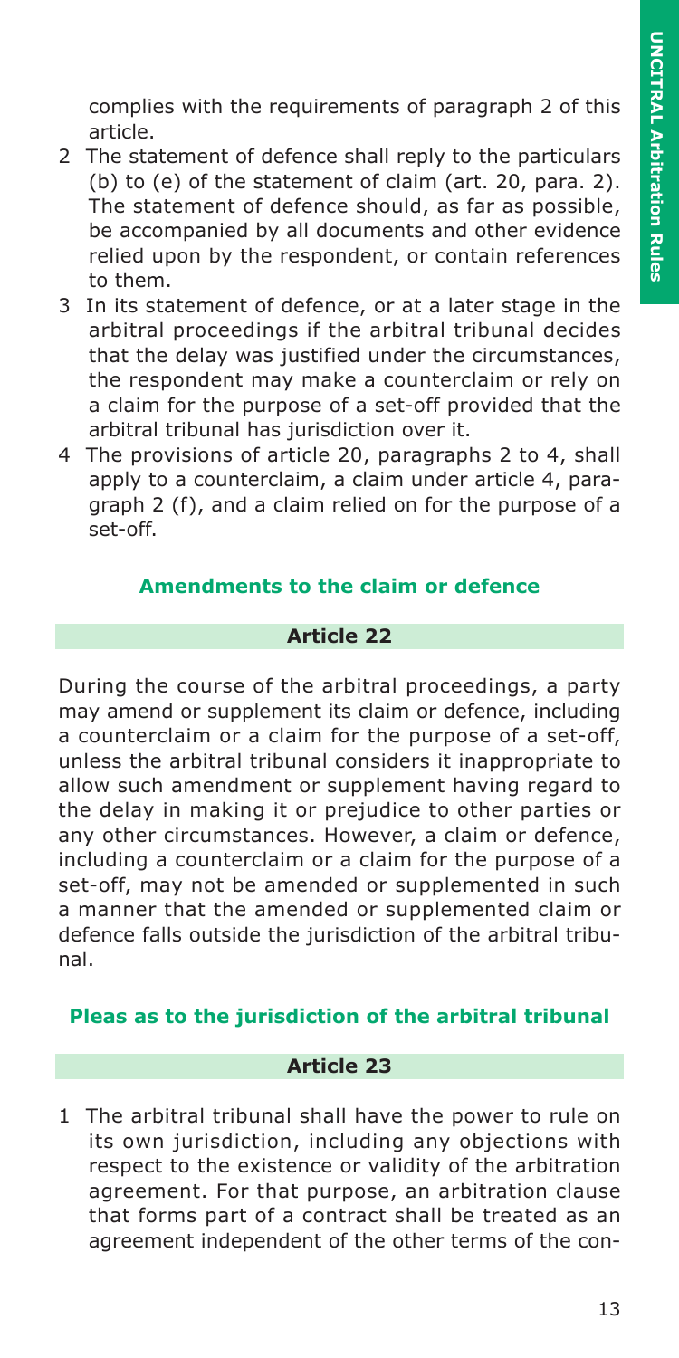complies with the requirements of paragraph 2 of this article.

2 The statement of defence shall reply to the particulars (b) to (e) of the statement of claim (art. 20, para. 2). The statement of defence should, as far as possible, be accompanied by all documents and other evidence relied upon by the respondent, or contain references to them.

3 In its statement of defence, or at a later stage in the arbitral proceedings if the arbitral tribunal decides that the delay was justified under the circumstances, the respondent may make a counterclaim or rely on a claim for the purpose of a set-off provided that the arbitral tribunal has jurisdiction over it.

4 The provisions of article 20, paragraphs 2 to 4, shall apply to a counterclaim, a claim under article 4, paragraph 2 (f), and a claim relied on for the purpose of a set-off.

## Amendments to the claim or defence

### Article 22

During the course of the arbitral proceedings, a party may amend or supplement its claim or defence, including a counterclaim or a claim for the purpose of a set-off, unless the arbitral tribunal considers it inappropriate to allow such amendment or supplement having regard to the delay in making it or prejudice to other parties or any other circumstances. However, a claim or defence, including a counterclaim or a claim for the purpose of a set-off, may not be amended or supplemented in such a manner that the amended or supplemented claim or defence falls outside the jurisdiction of the arbitral tribunal.

## Pleas as to the jurisdiction of the arbitral tribunal

### Article 23

1 The arbitral tribunal shall have the power to rule on its own jurisdiction, including any objections with respect to the existence or validity of the arbitration agreement. For that purpose, an arbitration clause that forms part of a contract shall be treated as an agreement independent of the other terms of the con-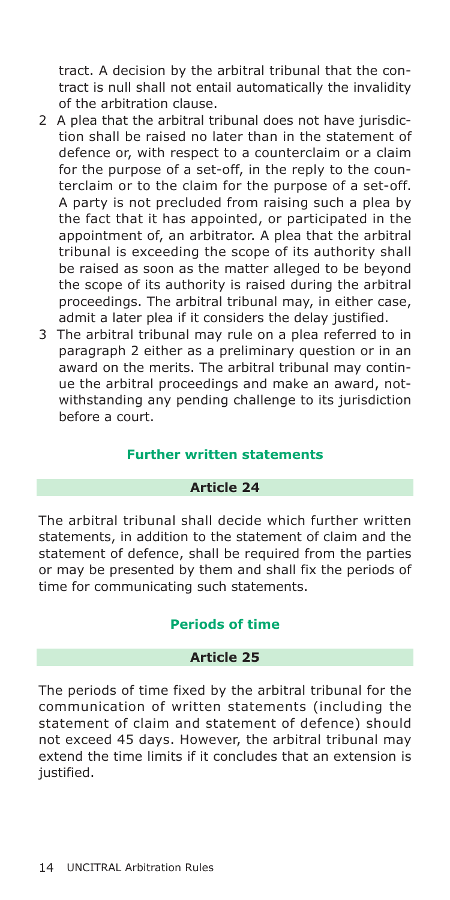tract. A decision by the arbitral tribunal that the contract is null shall not entail automatically the invalidity of the arbitration clause.

2 A plea that the arbitral tribunal does not have jurisdiction shall be raised no later than in the statement of defence or, with respect to a counterclaim or a claim for the purpose of a set-off, in the reply to the counterclaim or to the claim for the purpose of a set-off. A party is not precluded from raising such a plea by the fact that it has appointed, or participated in the appointment of, an arbitrator. A plea that the arbitral tribunal is exceeding the scope of its authority shall be raised as soon as the matter alleged to be beyond the scope of its authority is raised during the arbitral proceedings. The arbitral tribunal may, in either case, admit a later plea if it considers the delay justified.

3 The arbitral tribunal may rule on a plea referred to in paragraph 2 either as a preliminary question or in an award on the merits. The arbitral tribunal may continue the arbitral proceedings and make an award, notwithstanding any pending challenge to its jurisdiction before a court.

## Further written statements

### Article 24

The arbitral tribunal shall decide which further written statements, in addition to the statement of claim and the statement of defence, shall be required from the parties or may be presented by them and shall fix the periods of time for communicating such statements.

## Periods of time

### Article 25

The periods of time fixed by the arbitral tribunal for the communication of written statements (including the statement of claim and statement of defence) should not exceed 45 days. However, the arbitral tribunal may extend the time limits if it concludes that an extension is justified.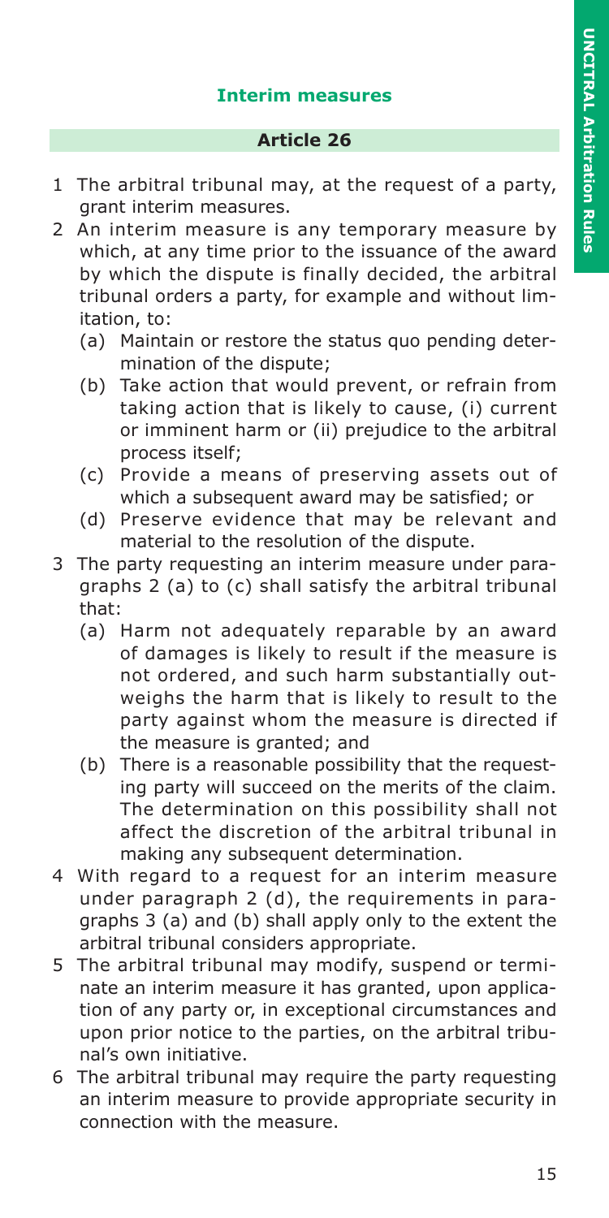### Interim measures

#### Article 26

1 The arbitral tribunal may, at the request of a party, grant interim measures.

2 An interim measure is any temporary measure by which, at any time prior to the issuance of the award by which the dispute is finally decided, the arbitral tribunal orders a party, for example and without limitation, to:

   (a) Maintain or restore the status quo pending determination of the dispute;

   (b) Take action that would prevent, or refrain from taking action that is likely to cause, (i) current or imminent harm or (ii) prejudice to the arbitral process itself;

   (c) Provide a means of preserving assets out of which a subsequent award may be satisfied; or

   (d) Preserve evidence that may be relevant and material to the resolution of the dispute.

3 The party requesting an interim measure under paragraphs 2 (a) to (c) shall satisfy the arbitral tribunal that:

   (a) Harm not adequately reparable by an award of damages is likely to result if the measure is not ordered, and such harm substantially outweighs the harm that is likely to result to the party against whom the measure is directed if the measure is granted; and

   (b) There is a reasonable possibility that the requesting party will succeed on the merits of the claim. The determination on this possibility shall not affect the discretion of the arbitral tribunal in making any subsequent determination.

4 With regard to a request for an interim measure under paragraph 2 (d), the requirements in paragraphs 3 (a) and (b) shall apply only to the extent the arbitral tribunal considers appropriate.

5 The arbitral tribunal may modify, suspend or terminate an interim measure it has granted, upon application of any party or, in exceptional circumstances and upon prior notice to the parties, on the arbitral tribunal's own initiative.

6 The arbitral tribunal may require the party requesting an interim measure to provide appropriate security in connection with the measure.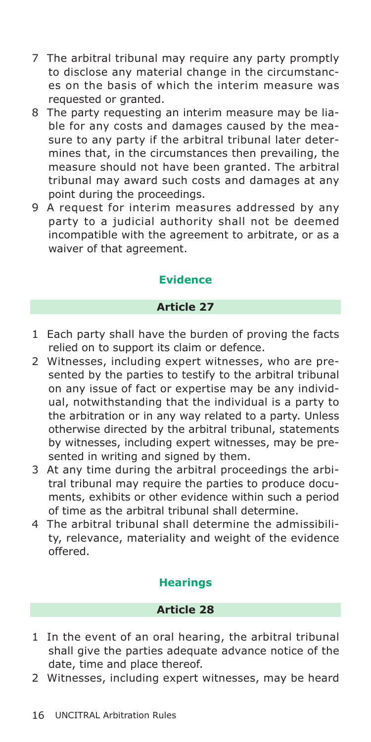7 The arbitral tribunal may require any party promptly to disclose any material change in the circumstances on the basis of which the interim measure was requested or granted.

8 The party requesting an interim measure may be liable for any costs and damages caused by the measure to any party if the arbitral tribunal later determines that, in the circumstances then prevailing, the measure should not have been granted. The arbitral tribunal may award such costs and damages at any point during the proceedings.

9 A request for interim measures addressed by any party to a judicial authority shall not be deemed incompatible with the agreement to arbitrate, or as a waiver of that agreement.

## Evidence

### Article 27

1 Each party shall have the burden of proving the facts relied on to support its claim or defence.

2 Witnesses, including expert witnesses, who are presented by the parties to testify to the arbitral tribunal on any issue of fact or expertise may be any individual, notwithstanding that the individual is a party to the arbitration or in any way related to a party. Unless otherwise directed by the arbitral tribunal, statements by witnesses, including expert witnesses, may be presented in writing and signed by them.

3 At any time during the arbitral proceedings the arbitral tribunal may require the parties to produce documents, exhibits or other evidence within such a period of time as the arbitral tribunal shall determine.

4 The arbitral tribunal shall determine the admissibility, relevance, materiality and weight of the evidence offered.

## Hearings

### Article 28

1 In the event of an oral hearing, the arbitral tribunal shall give the parties adequate advance notice of the date, time and place thereof.

2 Witnesses, including expert witnesses, may be heard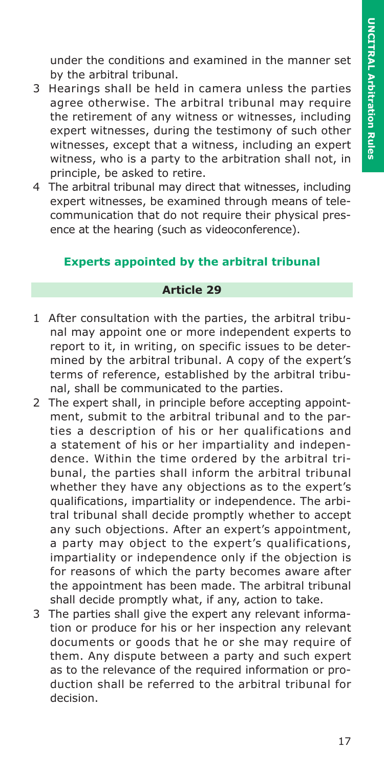under the conditions and examined in the manner set by the arbitral tribunal.

3 Hearings shall be held in camera unless the parties agree otherwise. The arbitral tribunal may require the retirement of any witness or witnesses, including expert witnesses, during the testimony of such other witnesses, except that a witness, including an expert witness, who is a party to the arbitration shall not, in principle, be asked to retire.

4 The arbitral tribunal may direct that witnesses, including expert witnesses, be examined through means of telecommunication that do not require their physical presence at the hearing (such as videoconference).

### Experts appointed by the arbitral tribunal

#### Article 29

1 After consultation with the parties, the arbitral tribunal may appoint one or more independent experts to report to it, in writing, on specific issues to be determined by the arbitral tribunal. A copy of the expert's terms of reference, established by the arbitral tribunal, shall be communicated to the parties.

2 The expert shall, in principle before accepting appointment, submit to the arbitral tribunal and to the parties a description of his or her qualifications and a statement of his or her impartiality and independence. Within the time ordered by the arbitral tribunal, the parties shall inform the arbitral tribunal whether they have any objections as to the expert's qualifications, impartiality or independence. The arbitral tribunal shall decide promptly whether to accept any such objections. After an expert's appointment, a party may object to the expert's qualifications, impartiality or independence only if the objection is for reasons of which the party becomes aware after the appointment has been made. The arbitral tribunal shall decide promptly what, if any, action to take.

3 The parties shall give the expert any relevant information or produce for his or her inspection any relevant documents or goods that he or she may require of them. Any dispute between a party and such expert as to the relevance of the required information or production shall be referred to the arbitral tribunal for decision.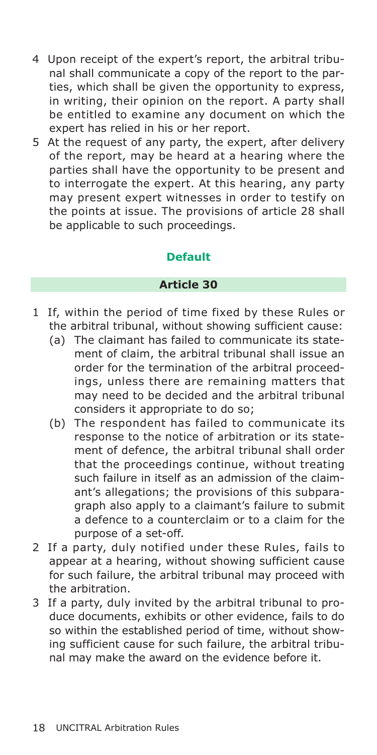4 Upon receipt of the expert's report, the arbitral tribunal shall communicate a copy of the report to the parties, which shall be given the opportunity to express, in writing, their opinion on the report. A party shall be entitled to examine any document on which the expert has relied in his or her report.

5 At the request of any party, the expert, after delivery of the report, may be heard at a hearing where the parties shall have the opportunity to be present and to interrogate the expert. At this hearing, any party may present expert witnesses in order to testify on the points at issue. The provisions of article 28 shall be applicable to such proceedings.

### Default

#### Article 30

1 If, within the period of time fixed by these Rules or the arbitral tribunal, without showing sufficient cause:

   (a) The claimant has failed to communicate its statement of claim, the arbitral tribunal shall issue an order for the termination of the arbitral proceedings, unless there are remaining matters that may need to be decided and the arbitral tribunal considers it appropriate to do so;

   (b) The respondent has failed to communicate its response to the notice of arbitration or its statement of defence, the arbitral tribunal shall order that the proceedings continue, without treating such failure in itself as an admission of the claimant's allegations; the provisions of this subparagraph also apply to a claimant's failure to submit a defence to a counterclaim or to a claim for the purpose of a set-off.

2 If a party, duly notified under these Rules, fails to appear at a hearing, without showing sufficient cause for such failure, the arbitral tribunal may proceed with the arbitration.

3 If a party, duly invited by the arbitral tribunal to produce documents, exhibits or other evidence, fails to do so within the established period of time, without showing sufficient cause for such failure, the arbitral tribunal may make the award on the evidence before it.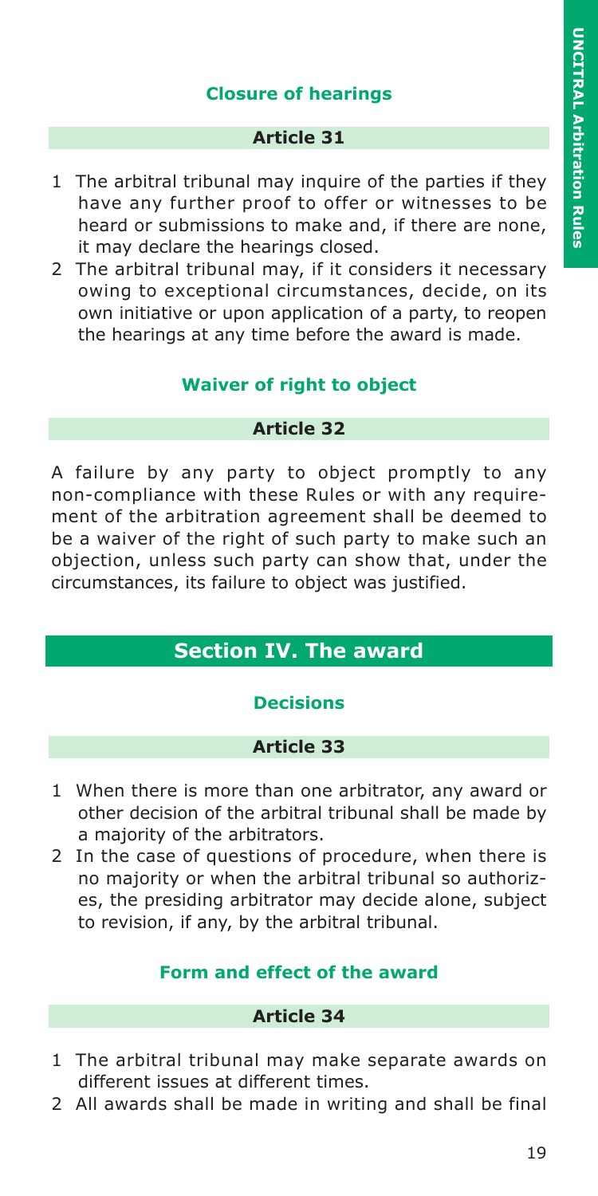### Closure of hearings

#### Article 31

1 The arbitral tribunal may inquire of the parties if they have any further proof to offer or witnesses to be heard or submissions to make and, if there are none, it may declare the hearings closed.
2 The arbitral tribunal may, if it considers it necessary owing to exceptional circumstances, decide, on its own initiative or upon application of a party, to reopen the hearings at any time before the award is made.

### Waiver of right to object

#### Article 32

A failure by any party to object promptly to any non-compliance with these Rules or with any requirement of the arbitration agreement shall be deemed to be a waiver of the right of such party to make such an objection, unless such party can show that, under the circumstances, its failure to object was justified.

## Section IV. The award

### Decisions

#### Article 33

1 When there is more than one arbitrator, any award or other decision of the arbitral tribunal shall be made by a majority of the arbitrators.
2 In the case of questions of procedure, when there is no majority or when the arbitral tribunal so authorizes, the presiding arbitrator may decide alone, subject to revision, if any, by the arbitral tribunal.

### Form and effect of the award

#### Article 34

1 The arbitral tribunal may make separate awards on different issues at different times.
2 All awards shall be made in writing and shall be final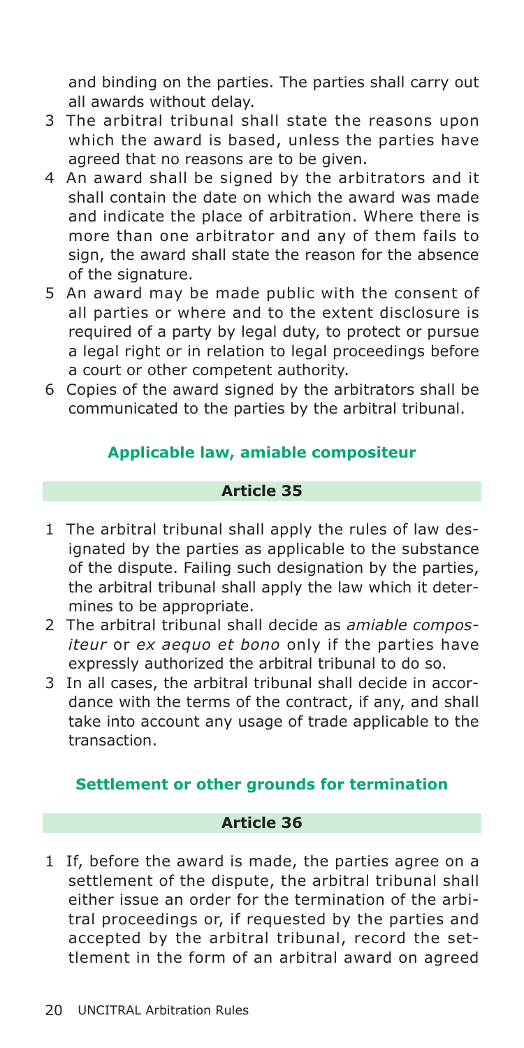and binding on the parties. The parties shall carry out all awards without delay.

3 The arbitral tribunal shall state the reasons upon which the award is based, unless the parties have agreed that no reasons are to be given.

4 An award shall be signed by the arbitrators and it shall contain the date on which the award was made and indicate the place of arbitration. Where there is more than one arbitrator and any of them fails to sign, the award shall state the reason for the absence of the signature.

5 An award may be made public with the consent of all parties or where and to the extent disclosure is required of a party by legal duty, to protect or pursue a legal right or in relation to legal proceedings before a court or other competent authority.

6 Copies of the award signed by the arbitrators shall be communicated to the parties by the arbitral tribunal.

### Applicable law, amiable compositeur

#### Article 35

1 The arbitral tribunal shall apply the rules of law designated by the parties as applicable to the substance of the dispute. Failing such designation by the parties, the arbitral tribunal shall apply the law which it determines to be appropriate.

2 The arbitral tribunal shall decide as *amiable compositeur* or *ex aequo et bono* only if the parties have expressly authorized the arbitral tribunal to do so.

3 In all cases, the arbitral tribunal shall decide in accordance with the terms of the contract, if any, and shall take into account any usage of trade applicable to the transaction.

### Settlement or other grounds for termination

#### Article 36

1 If, before the award is made, the parties agree on a settlement of the dispute, the arbitral tribunal shall either issue an order for the termination of the arbitral proceedings or, if requested by the parties and accepted by the arbitral tribunal, record the settlement in the form of an arbitral award on agreed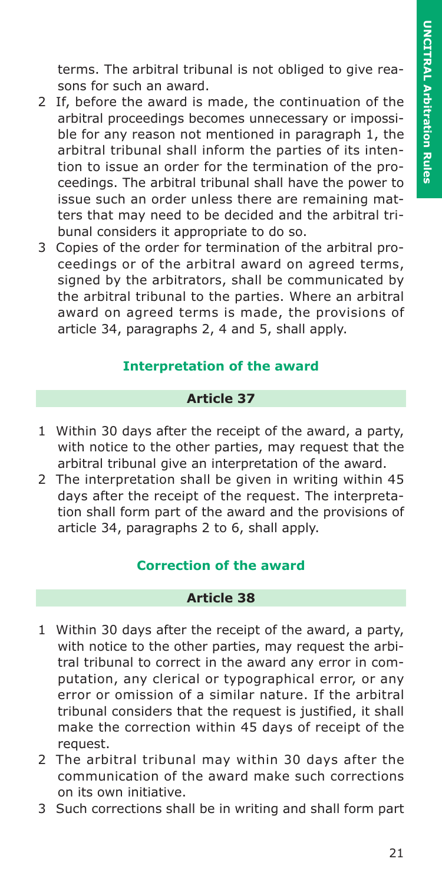terms. The arbitral tribunal is not obliged to give reasons for such an award.

2 If, before the award is made, the continuation of the arbitral proceedings becomes unnecessary or impossible for any reason not mentioned in paragraph 1, the arbitral tribunal shall inform the parties of its intention to issue an order for the termination of the proceedings. The arbitral tribunal shall have the power to issue such an order unless there are remaining matters that may need to be decided and the arbitral tribunal considers it appropriate to do so.

3 Copies of the order for termination of the arbitral proceedings or of the arbitral award on agreed terms, signed by the arbitrators, shall be communicated by the arbitral tribunal to the parties. Where an arbitral award on agreed terms is made, the provisions of article 34, paragraphs 2, 4 and 5, shall apply.

### Interpretation of the award

#### Article 37

1 Within 30 days after the receipt of the award, a party, with notice to the other parties, may request that the arbitral tribunal give an interpretation of the award.

2 The interpretation shall be given in writing within 45 days after the receipt of the request. The interpretation shall form part of the award and the provisions of article 34, paragraphs 2 to 6, shall apply.

### Correction of the award

#### Article 38

1 Within 30 days after the receipt of the award, a party, with notice to the other parties, may request the arbitral tribunal to correct in the award any error in computation, any clerical or typographical error, or any error or omission of a similar nature. If the arbitral tribunal considers that the request is justified, it shall make the correction within 45 days of receipt of the request.

2 The arbitral tribunal may within 30 days after the communication of the award make such corrections on its own initiative.

3 Such corrections shall be in writing and shall form part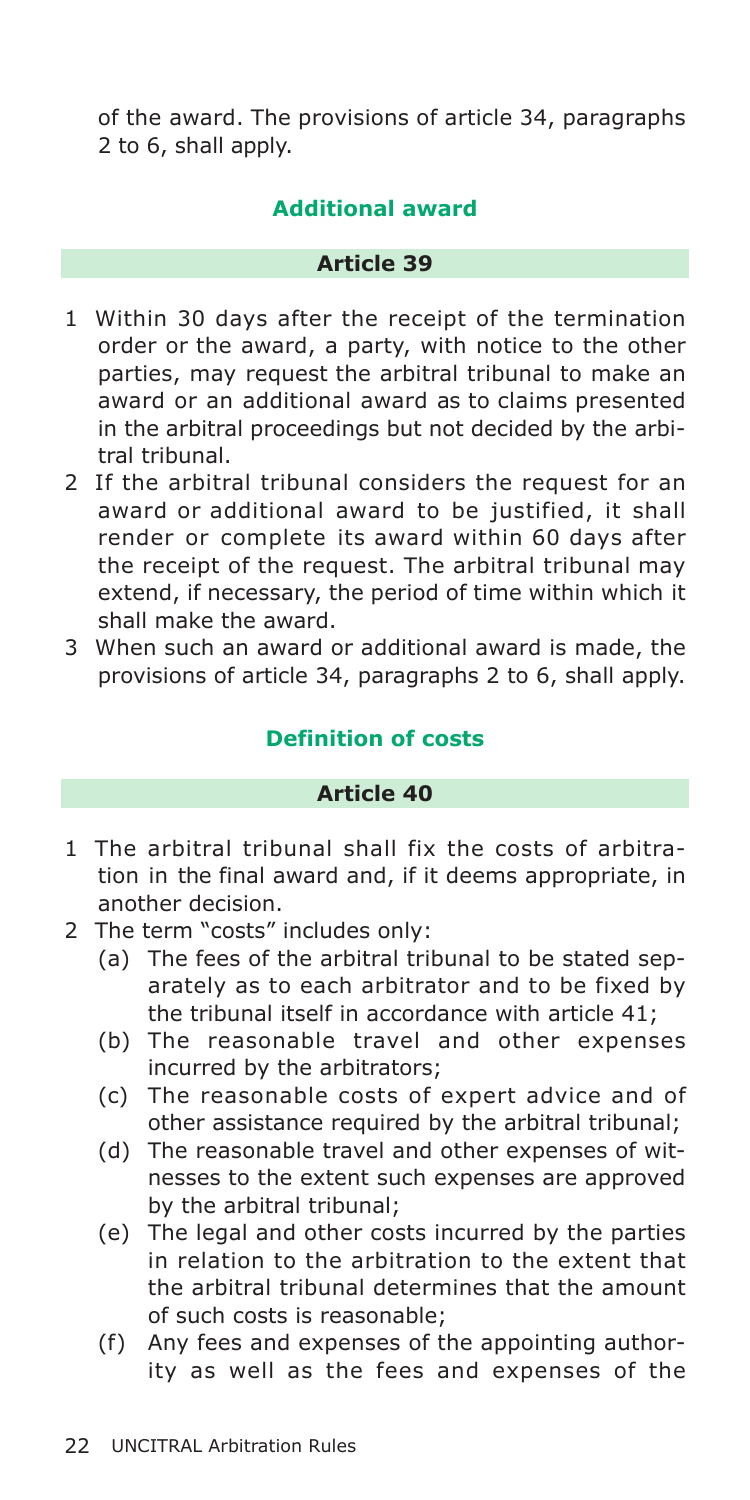of the award. The provisions of article 34, paragraphs 2 to 6, shall apply.

### Additional award

#### Article 39

1 Within 30 days after the receipt of the termination order or the award, a party, with notice to the other parties, may request the arbitral tribunal to make an award or an additional award as to claims presented in the arbitral proceedings but not decided by the arbitral tribunal.
2 If the arbitral tribunal considers the request for an award or additional award to be justified, it shall render or complete its award within 60 days after the receipt of the request. The arbitral tribunal may extend, if necessary, the period of time within which it shall make the award.
3 When such an award or additional award is made, the provisions of article 34, paragraphs 2 to 6, shall apply.

### Definition of costs

#### Article 40

1 The arbitral tribunal shall fix the costs of arbitration in the final award and, if it deems appropriate, in another decision.
2 The term "costs" includes only:
   (a) The fees of the arbitral tribunal to be stated separately as to each arbitrator and to be fixed by the tribunal itself in accordance with article 41;
   (b) The reasonable travel and other expenses incurred by the arbitrators;
   (c) The reasonable costs of expert advice and of other assistance required by the arbitral tribunal;
   (d) The reasonable travel and other expenses of witnesses to the extent such expenses are approved by the arbitral tribunal;
   (e) The legal and other costs incurred by the parties in relation to the arbitration to the extent that the arbitral tribunal determines that the amount of such costs is reasonable;
   (f) Any fees and expenses of the appointing authority as well as the fees and expenses of the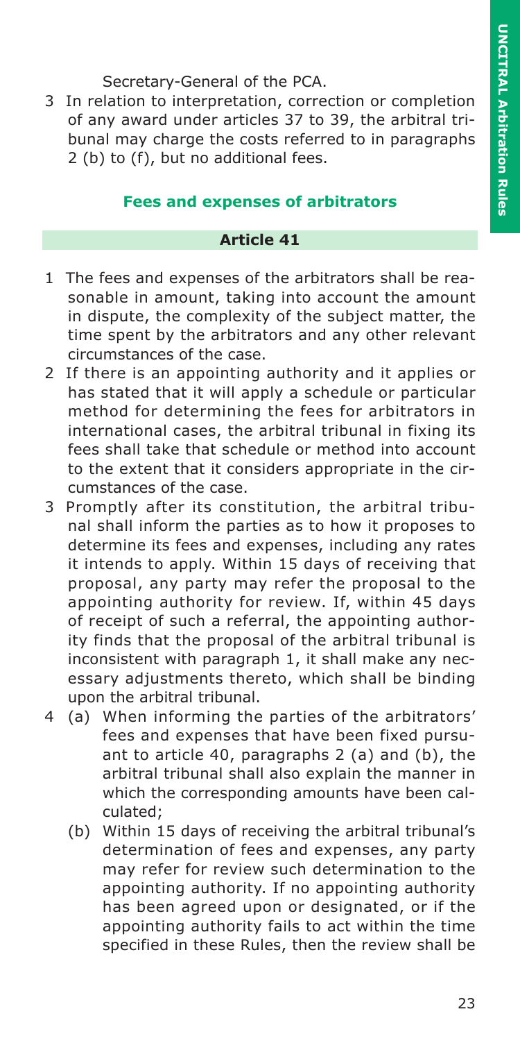Secretary-General of the PCA.

3 In relation to interpretation, correction or completion of any award under articles 37 to 39, the arbitral tribunal may charge the costs referred to in paragraphs 2 (b) to (f), but no additional fees.

## Fees and expenses of arbitrators

### Article 41

1 The fees and expenses of the arbitrators shall be reasonable in amount, taking into account the amount in dispute, the complexity of the subject matter, the time spent by the arbitrators and any other relevant circumstances of the case.

2 If there is an appointing authority and it applies or has stated that it will apply a schedule or particular method for determining the fees for arbitrators in international cases, the arbitral tribunal in fixing its fees shall take that schedule or method into account to the extent that it considers appropriate in the circumstances of the case.

3 Promptly after its constitution, the arbitral tribunal shall inform the parties as to how it proposes to determine its fees and expenses, including any rates it intends to apply. Within 15 days of receiving that proposal, any party may refer the proposal to the appointing authority for review. If, within 45 days of receipt of such a referral, the appointing authority finds that the proposal of the arbitral tribunal is inconsistent with paragraph 1, it shall make any necessary adjustments thereto, which shall be binding upon the arbitral tribunal.

4 (a) When informing the parties of the arbitrators' fees and expenses that have been fixed pursuant to article 40, paragraphs 2 (a) and (b), the arbitral tribunal shall also explain the manner in which the corresponding amounts have been calculated;

(b) Within 15 days of receiving the arbitral tribunal's determination of fees and expenses, any party may refer for review such determination to the appointing authority. If no appointing authority has been agreed upon or designated, or if the appointing authority fails to act within the time specified in these Rules, then the review shall be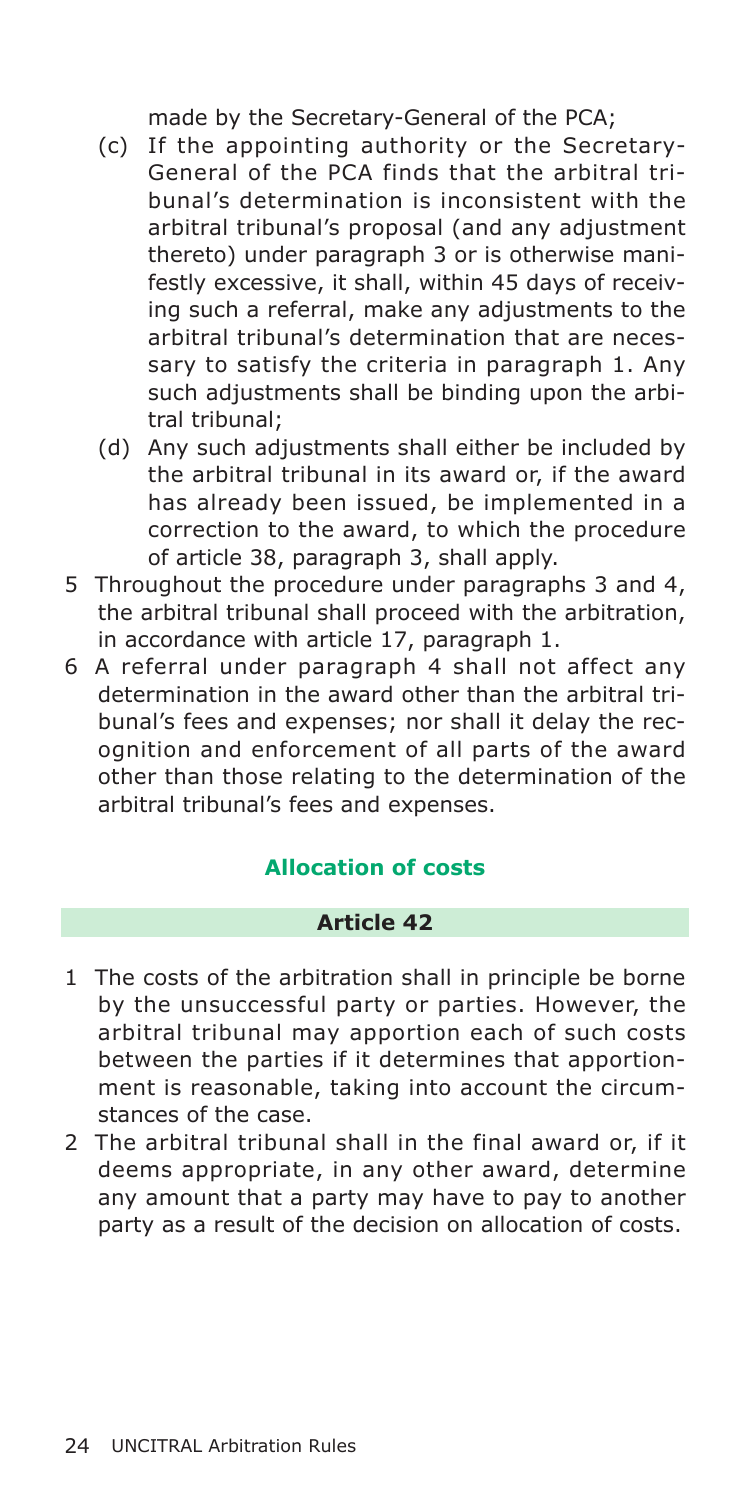made by the Secretary-General of the PCA;

(c) If the appointing authority or the Secretary-General of the PCA finds that the arbitral tribunal's determination is inconsistent with the arbitral tribunal's proposal (and any adjustment thereto) under paragraph 3 or is otherwise manifestly excessive, it shall, within 45 days of receiving such a referral, make any adjustments to the arbitral tribunal's determination that are necessary to satisfy the criteria in paragraph 1. Any such adjustments shall be binding upon the arbitral tribunal;

(d) Any such adjustments shall either be included by the arbitral tribunal in its award or, if the award has already been issued, be implemented in a correction to the award, to which the procedure of article 38, paragraph 3, shall apply.

5 Throughout the procedure under paragraphs 3 and 4, the arbitral tribunal shall proceed with the arbitration, in accordance with article 17, paragraph 1.

6 A referral under paragraph 4 shall not affect any determination in the award other than the arbitral tribunal's fees and expenses; nor shall it delay the recognition and enforcement of all parts of the award other than those relating to the determination of the arbitral tribunal's fees and expenses.

### Allocation of costs

#### Article 42

1 The costs of the arbitration shall in principle be borne by the unsuccessful party or parties. However, the arbitral tribunal may apportion each of such costs between the parties if it determines that apportionment is reasonable, taking into account the circumstances of the case.

2 The arbitral tribunal shall in the final award or, if it deems appropriate, in any other award, determine any amount that a party may have to pay to another party as a result of the decision on allocation of costs.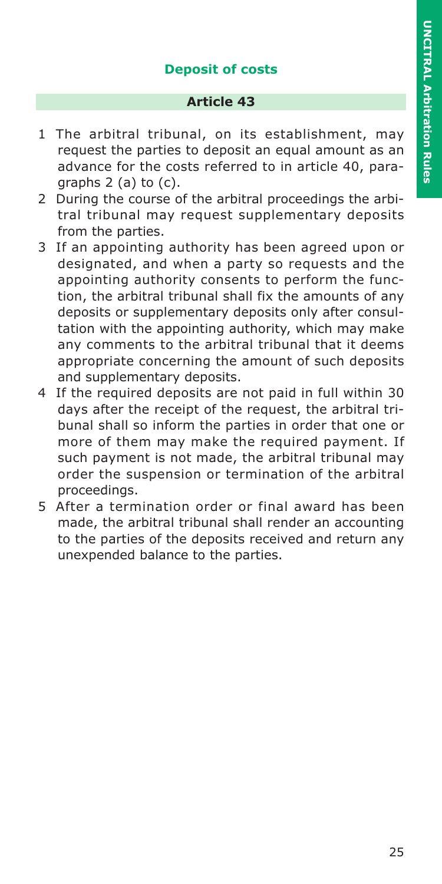## Deposit of costs

### Article 43

1. The arbitral tribunal, on its establishment, may request the parties to deposit an equal amount as an advance for the costs referred to in article 40, paragraphs 2 (a) to (c).
2. During the course of the arbitral proceedings the arbitral tribunal may request supplementary deposits from the parties.
3. If an appointing authority has been agreed upon or designated, and when a party so requests and the appointing authority consents to perform the function, the arbitral tribunal shall fix the amounts of any deposits or supplementary deposits only after consultation with the appointing authority, which may make any comments to the arbitral tribunal that it deems appropriate concerning the amount of such deposits and supplementary deposits.
4. If the required deposits are not paid in full within 30 days after the receipt of the request, the arbitral tribunal shall so inform the parties in order that one or more of them may make the required payment. If such payment is not made, the arbitral tribunal may order the suspension or termination of the arbitral proceedings.
5. After a termination order or final award has been made, the arbitral tribunal shall render an accounting to the parties of the deposits received and return any unexpended balance to the parties.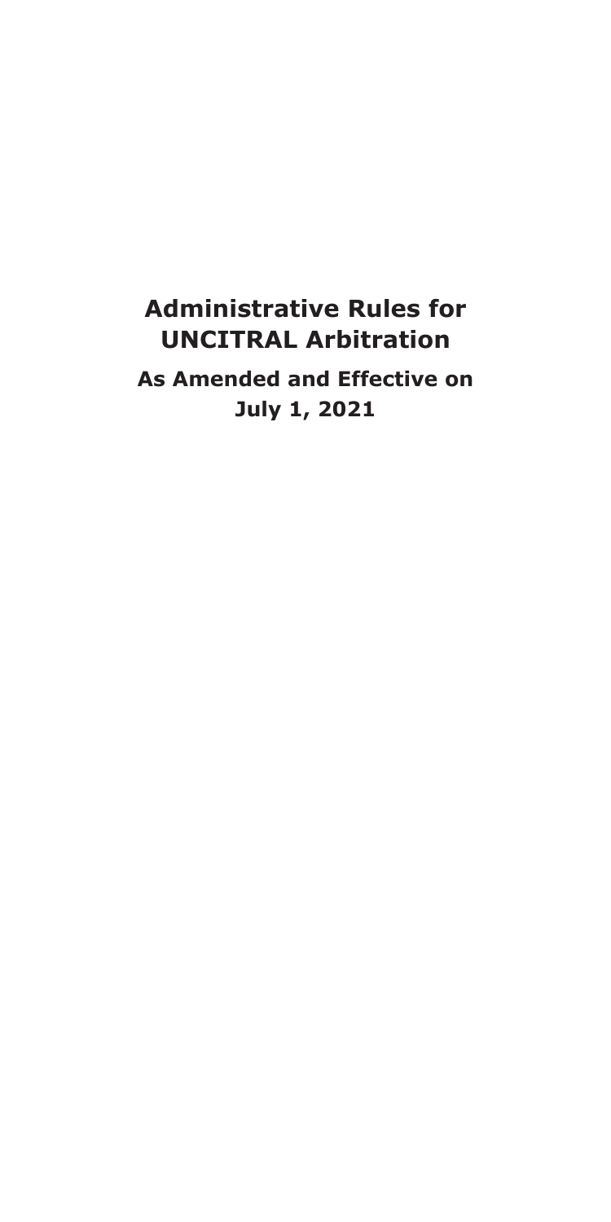# Administrative Rules for UNCITRAL Arbitration

## As Amended and Effective on July 1, 2021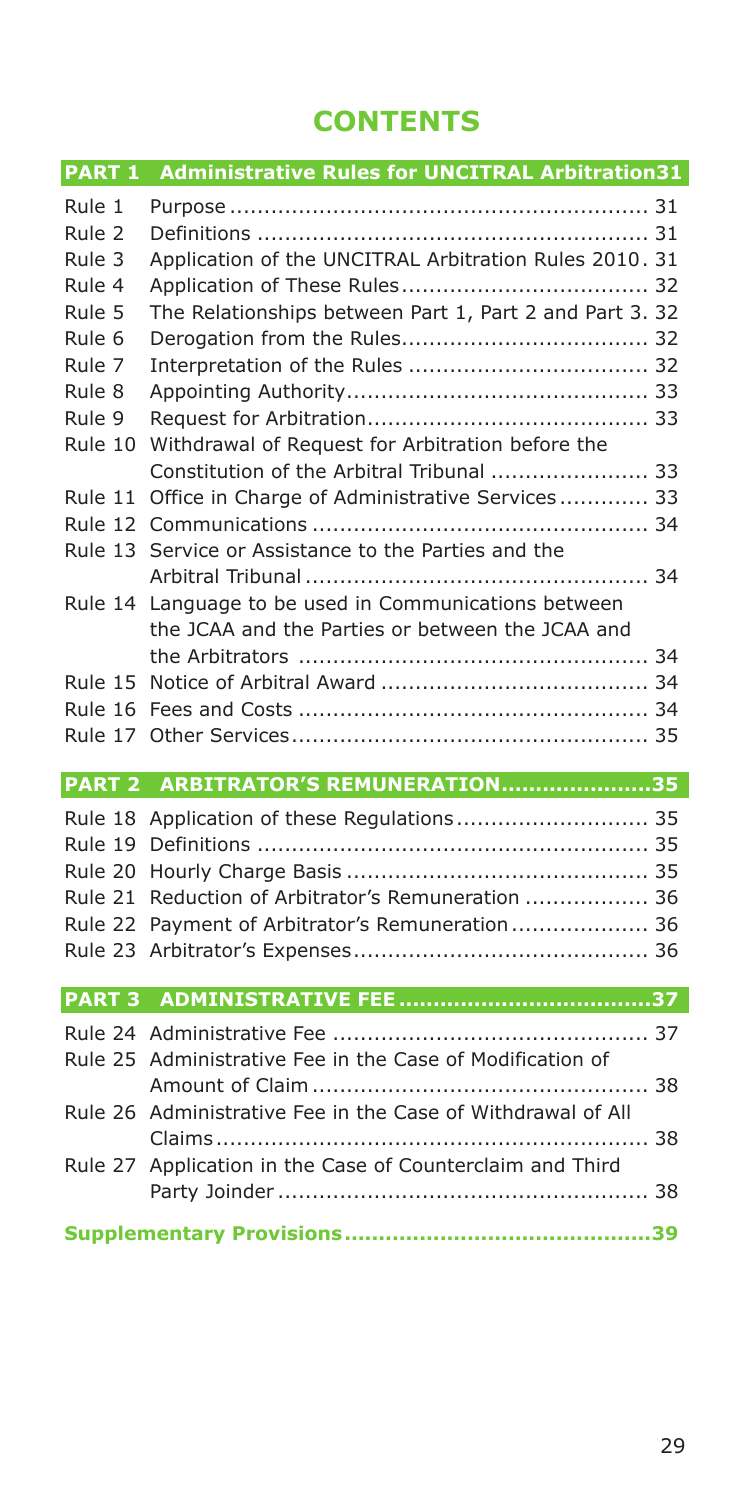# CONTENTS

| | | |
|---|---|---|
| **PART 1** | **Administrative Rules for UNCITRAL Arbitration** | **31** |
| Rule 1 | Purpose | 31 |
| Rule 2 | Definitions | 31 |
| Rule 3 | Application of the UNCITRAL Arbitration Rules 2010 | 31 |
| Rule 4 | Application of These Rules | 32 |
| Rule 5 | The Relationships between Part 1, Part 2 and Part 3 | 32 |
| Rule 6 | Derogation from the Rules | 32 |
| Rule 7 | Interpretation of the Rules | 32 |
| Rule 8 | Appointing Authority | 33 |
| Rule 9 | Request for Arbitration | 33 |
| Rule 10 | Withdrawal of Request for Arbitration before the Constitution of the Arbitral Tribunal | 33 |
| Rule 11 | Office in Charge of Administrative Services | 33 |
| Rule 12 | Communications | 34 |
| Rule 13 | Service or Assistance to the Parties and the Arbitral Tribunal | 34 |
| Rule 14 | Language to be used in Communications between the JCAA and the Parties or between the JCAA and the Arbitrators | 34 |
| Rule 15 | Notice of Arbitral Award | 34 |
| Rule 16 | Fees and Costs | 34 |
| Rule 17 | Other Services | 35 |
| **PART 2** | **ARBITRATOR'S REMUNERATION** | **35** |
| Rule 18 | Application of these Regulations | 35 |
| Rule 19 | Definitions | 35 |
| Rule 20 | Hourly Charge Basis | 35 |
| Rule 21 | Reduction of Arbitrator's Remuneration | 36 |
| Rule 22 | Payment of Arbitrator's Remuneration | 36 |
| Rule 23 | Arbitrator's Expenses | 36 |
| **PART 3** | **ADMINISTRATIVE FEE** | **37** |
| Rule 24 | Administrative Fee | 37 |
| Rule 25 | Administrative Fee in the Case of Modification of Amount of Claim | 38 |
| Rule 26 | Administrative Fee in the Case of Withdrawal of All Claims | 38 |
| Rule 27 | Application in the Case of Counterclaim and Third Party Joinder | 38 |
| **Supplementary Provisions** | | **39** |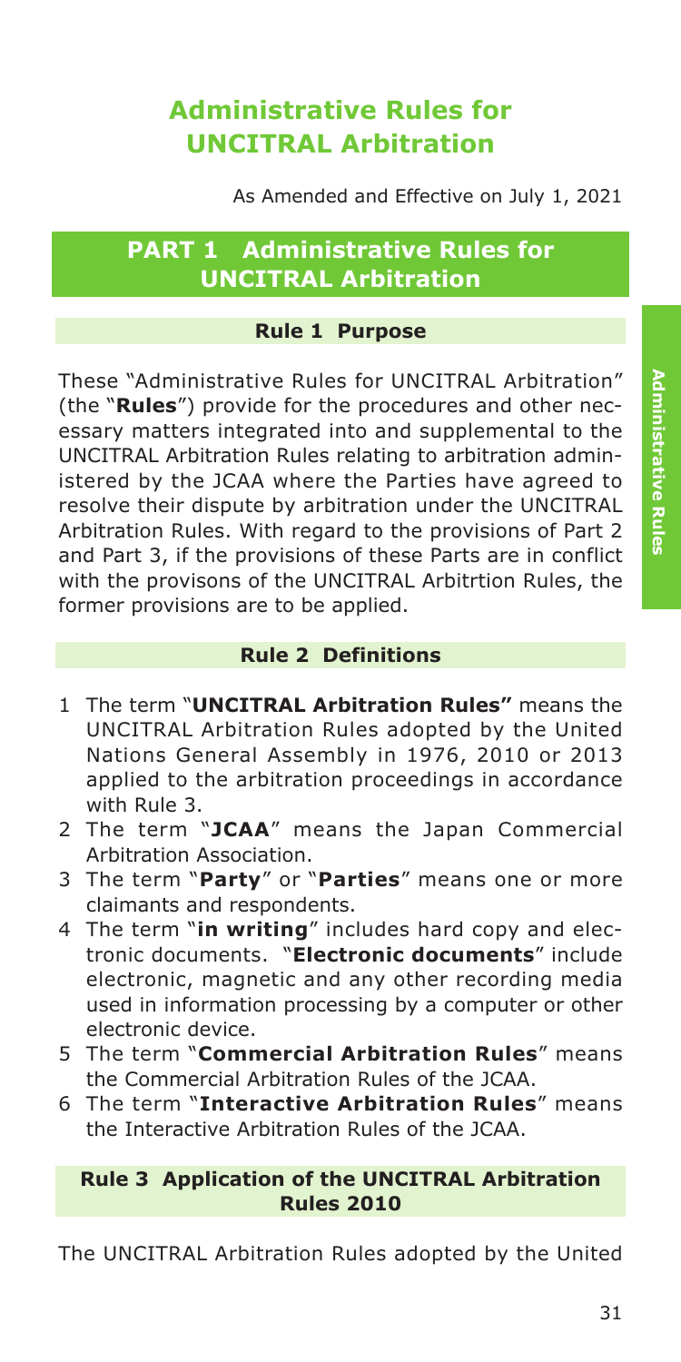# Administrative Rules for UNCITRAL Arbitration

As Amended and Effective on July 1, 2021

## PART 1 Administrative Rules for UNCITRAL Arbitration

### Rule 1 Purpose

These "Administrative Rules for UNCITRAL Arbitration" (the "**Rules**") provide for the procedures and other necessary matters integrated into and supplemental to the UNCITRAL Arbitration Rules relating to arbitration administered by the JCAA where the Parties have agreed to resolve their dispute by arbitration under the UNCITRAL Arbitration Rules. With regard to the provisions of Part 2 and Part 3, if the provisions of these Parts are in conflict with the provisons of the UNCITRAL Arbitrtion Rules, the former provisions are to be applied.

### Rule 2 Definitions

1 The term "**UNCITRAL Arbitration Rules"** means the UNCITRAL Arbitration Rules adopted by the United Nations General Assembly in 1976, 2010 or 2013 applied to the arbitration proceedings in accordance with Rule 3.
2 The term "**JCAA**" means the Japan Commercial Arbitration Association.
3 The term "**Party**" or "**Parties**" means one or more claimants and respondents.
4 The term "**in writing**" includes hard copy and electronic documents. "**Electronic documents**" include electronic, magnetic and any other recording media used in information processing by a computer or other electronic device.
5 The term "**Commercial Arbitration Rules**" means the Commercial Arbitration Rules of the JCAA.
6 The term "**Interactive Arbitration Rules**" means the Interactive Arbitration Rules of the JCAA.

### Rule 3 Application of the UNCITRAL Arbitration Rules 2010

The UNCITRAL Arbitration Rules adopted by the United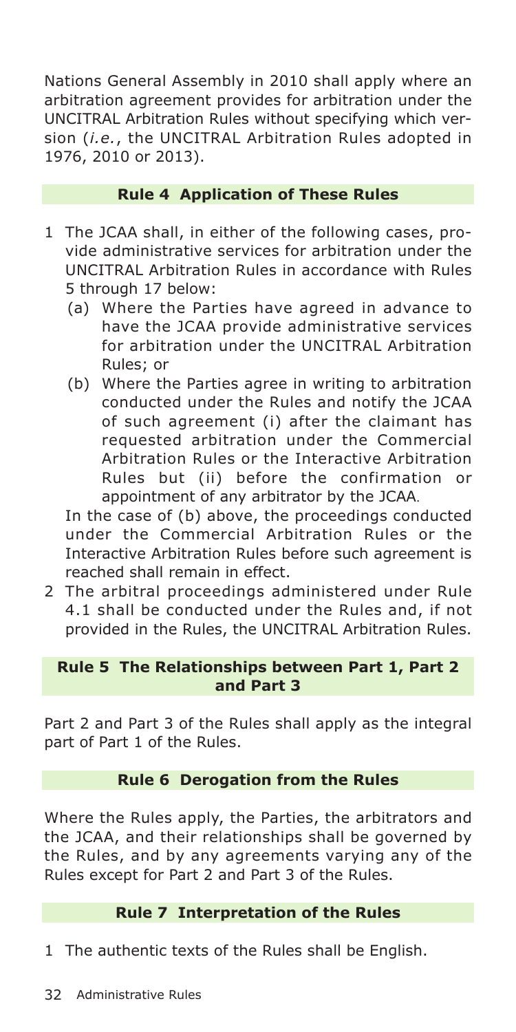Nations General Assembly in 2010 shall apply where an arbitration agreement provides for arbitration under the UNCITRAL Arbitration Rules without specifying which version (*i.e.*, the UNCITRAL Arbitration Rules adopted in 1976, 2010 or 2013).

### Rule 4 Application of These Rules

1 The JCAA shall, in either of the following cases, provide administrative services for arbitration under the UNCITRAL Arbitration Rules in accordance with Rules 5 through 17 below:
   (a) Where the Parties have agreed in advance to have the JCAA provide administrative services for arbitration under the UNCITRAL Arbitration Rules; or
   (b) Where the Parties agree in writing to arbitration conducted under the Rules and notify the JCAA of such agreement (i) after the claimant has requested arbitration under the Commercial Arbitration Rules or the Interactive Arbitration Rules but (ii) before the confirmation or appointment of any arbitrator by the JCAA.

   In the case of (b) above, the proceedings conducted under the Commercial Arbitration Rules or the Interactive Arbitration Rules before such agreement is reached shall remain in effect.

2 The arbitral proceedings administered under Rule 4.1 shall be conducted under the Rules and, if not provided in the Rules, the UNCITRAL Arbitration Rules.

### Rule 5 The Relationships between Part 1, Part 2 and Part 3

Part 2 and Part 3 of the Rules shall apply as the integral part of Part 1 of the Rules.

### Rule 6 Derogation from the Rules

Where the Rules apply, the Parties, the arbitrators and the JCAA, and their relationships shall be governed by the Rules, and by any agreements varying any of the Rules except for Part 2 and Part 3 of the Rules.

### Rule 7 Interpretation of the Rules

1 The authentic texts of the Rules shall be English.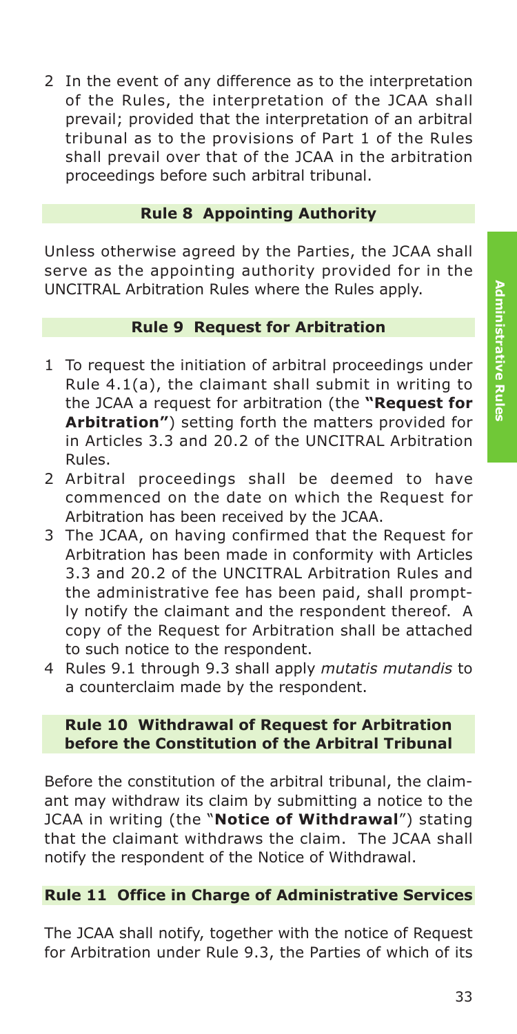2 In the event of any difference as to the interpretation of the Rules, the interpretation of the JCAA shall prevail; provided that the interpretation of an arbitral tribunal as to the provisions of Part 1 of the Rules shall prevail over that of the JCAA in the arbitration proceedings before such arbitral tribunal.

### Rule 8 Appointing Authority

Unless otherwise agreed by the Parties, the JCAA shall serve as the appointing authority provided for in the UNCITRAL Arbitration Rules where the Rules apply.

### Rule 9 Request for Arbitration

1 To request the initiation of arbitral proceedings under Rule 4.1(a), the claimant shall submit in writing to the JCAA a request for arbitration (the **"Request for Arbitration"**) setting forth the matters provided for in Articles 3.3 and 20.2 of the UNCITRAL Arbitration Rules.
2 Arbitral proceedings shall be deemed to have commenced on the date on which the Request for Arbitration has been received by the JCAA.
3 The JCAA, on having confirmed that the Request for Arbitration has been made in conformity with Articles 3.3 and 20.2 of the UNCITRAL Arbitration Rules and the administrative fee has been paid, shall promptly notify the claimant and the respondent thereof. A copy of the Request for Arbitration shall be attached to such notice to the respondent.
4 Rules 9.1 through 9.3 shall apply *mutatis mutandis* to a counterclaim made by the respondent.

### Rule 10 Withdrawal of Request for Arbitration before the Constitution of the Arbitral Tribunal

Before the constitution of the arbitral tribunal, the claimant may withdraw its claim by submitting a notice to the JCAA in writing (the "**Notice of Withdrawal**") stating that the claimant withdraws the claim. The JCAA shall notify the respondent of the Notice of Withdrawal.

### Rule 11 Office in Charge of Administrative Services

The JCAA shall notify, together with the notice of Request for Arbitration under Rule 9.3, the Parties of which of its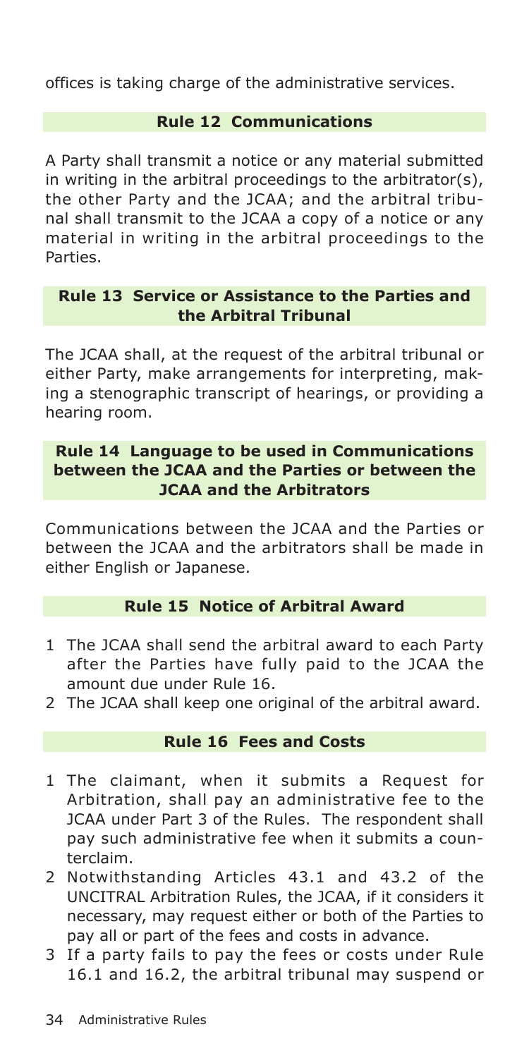offices is taking charge of the administrative services.

### Rule 12 Communications

A Party shall transmit a notice or any material submitted in writing in the arbitral proceedings to the arbitrator(s), the other Party and the JCAA; and the arbitral tribunal shall transmit to the JCAA a copy of a notice or any material in writing in the arbitral proceedings to the Parties.

### Rule 13 Service or Assistance to the Parties and the Arbitral Tribunal

The JCAA shall, at the request of the arbitral tribunal or either Party, make arrangements for interpreting, making a stenographic transcript of hearings, or providing a hearing room.

### Rule 14 Language to be used in Communications between the JCAA and the Parties or between the JCAA and the Arbitrators

Communications between the JCAA and the Parties or between the JCAA and the arbitrators shall be made in either English or Japanese.

### Rule 15 Notice of Arbitral Award

1 The JCAA shall send the arbitral award to each Party after the Parties have fully paid to the JCAA the amount due under Rule 16.
2 The JCAA shall keep one original of the arbitral award.

### Rule 16 Fees and Costs

1 The claimant, when it submits a Request for Arbitration, shall pay an administrative fee to the JCAA under Part 3 of the Rules. The respondent shall pay such administrative fee when it submits a counterclaim.
2 Notwithstanding Articles 43.1 and 43.2 of the UNCITRAL Arbitration Rules, the JCAA, if it considers it necessary, may request either or both of the Parties to pay all or part of the fees and costs in advance.
3 If a party fails to pay the fees or costs under Rule 16.1 and 16.2, the arbitral tribunal may suspend or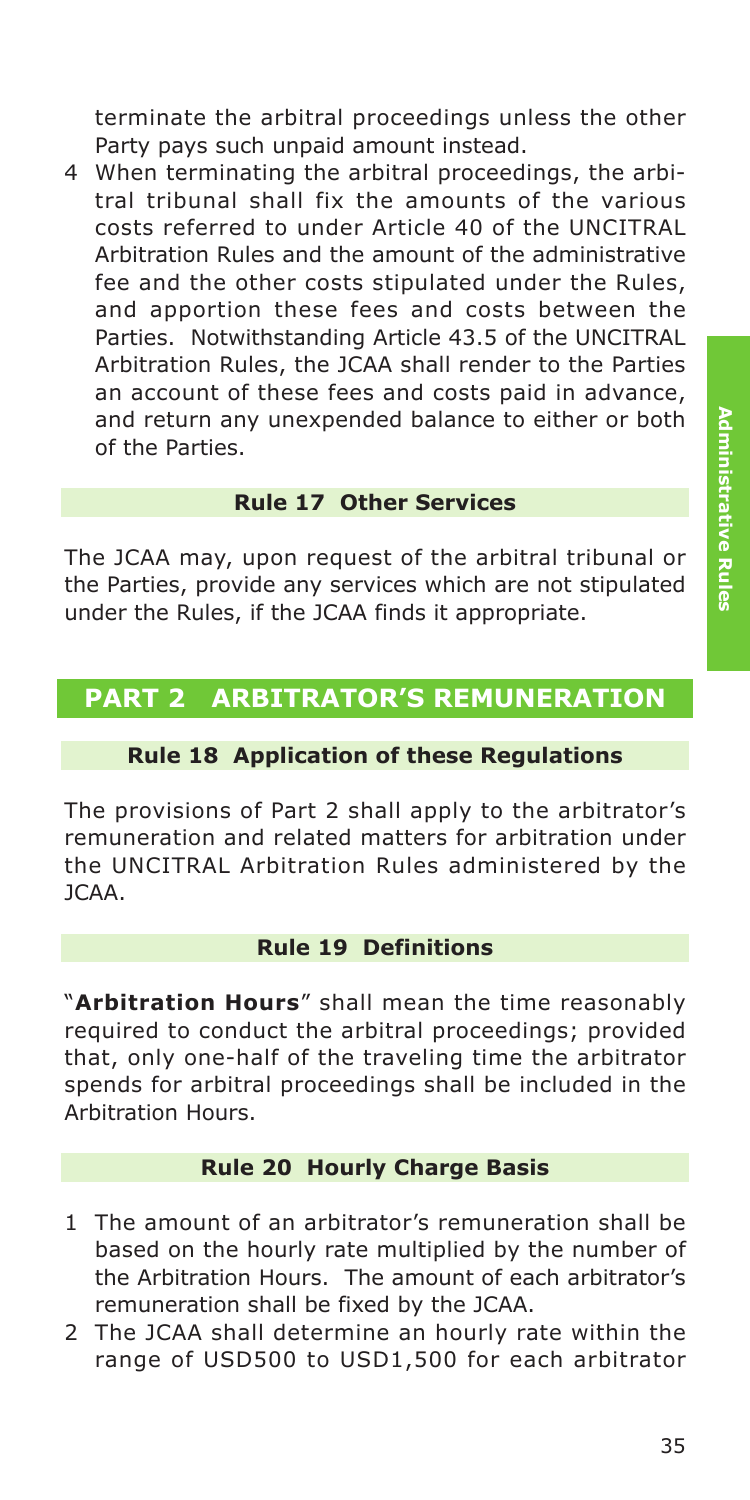terminate the arbitral proceedings unless the other Party pays such unpaid amount instead.

4 When terminating the arbitral proceedings, the arbitral tribunal shall fix the amounts of the various costs referred to under Article 40 of the UNCITRAL Arbitration Rules and the amount of the administrative fee and the other costs stipulated under the Rules, and apportion these fees and costs between the Parties. Notwithstanding Article 43.5 of the UNCITRAL Arbitration Rules, the JCAA shall render to the Parties an account of these fees and costs paid in advance, and return any unexpended balance to either or both of the Parties.

### Rule 17 Other Services

The JCAA may, upon request of the arbitral tribunal or the Parties, provide any services which are not stipulated under the Rules, if the JCAA finds it appropriate.

## PART 2 ARBITRATOR'S REMUNERATION

### Rule 18 Application of these Regulations

The provisions of Part 2 shall apply to the arbitrator's remuneration and related matters for arbitration under the UNCITRAL Arbitration Rules administered by the JCAA.

### Rule 19 Definitions

"**Arbitration Hours**" shall mean the time reasonably required to conduct the arbitral proceedings; provided that, only one-half of the traveling time the arbitrator spends for arbitral proceedings shall be included in the Arbitration Hours.

### Rule 20 Hourly Charge Basis

1 The amount of an arbitrator's remuneration shall be based on the hourly rate multiplied by the number of the Arbitration Hours. The amount of each arbitrator's remuneration shall be fixed by the JCAA.

2 The JCAA shall determine an hourly rate within the range of USD500 to USD1,500 for each arbitrator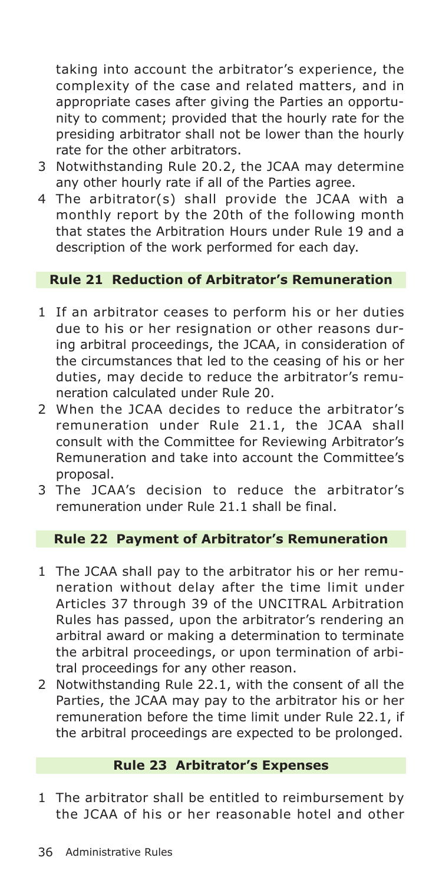taking into account the arbitrator's experience, the complexity of the case and related matters, and in appropriate cases after giving the Parties an opportunity to comment; provided that the hourly rate for the presiding arbitrator shall not be lower than the hourly rate for the other arbitrators.

3 Notwithstanding Rule 20.2, the JCAA may determine any other hourly rate if all of the Parties agree.

4 The arbitrator(s) shall provide the JCAA with a monthly report by the 20th of the following month that states the Arbitration Hours under Rule 19 and a description of the work performed for each day.

## Rule 21 Reduction of Arbitrator's Remuneration

1 If an arbitrator ceases to perform his or her duties due to his or her resignation or other reasons during arbitral proceedings, the JCAA, in consideration of the circumstances that led to the ceasing of his or her duties, may decide to reduce the arbitrator's remuneration calculated under Rule 20.

2 When the JCAA decides to reduce the arbitrator's remuneration under Rule 21.1, the JCAA shall consult with the Committee for Reviewing Arbitrator's Remuneration and take into account the Committee's proposal.

3 The JCAA's decision to reduce the arbitrator's remuneration under Rule 21.1 shall be final.

## Rule 22 Payment of Arbitrator's Remuneration

1 The JCAA shall pay to the arbitrator his or her remuneration without delay after the time limit under Articles 37 through 39 of the UNCITRAL Arbitration Rules has passed, upon the arbitrator's rendering an arbitral award or making a determination to terminate the arbitral proceedings, or upon termination of arbitral proceedings for any other reason.

2 Notwithstanding Rule 22.1, with the consent of all the Parties, the JCAA may pay to the arbitrator his or her remuneration before the time limit under Rule 22.1, if the arbitral proceedings are expected to be prolonged.

## Rule 23 Arbitrator's Expenses

1 The arbitrator shall be entitled to reimbursement by the JCAA of his or her reasonable hotel and other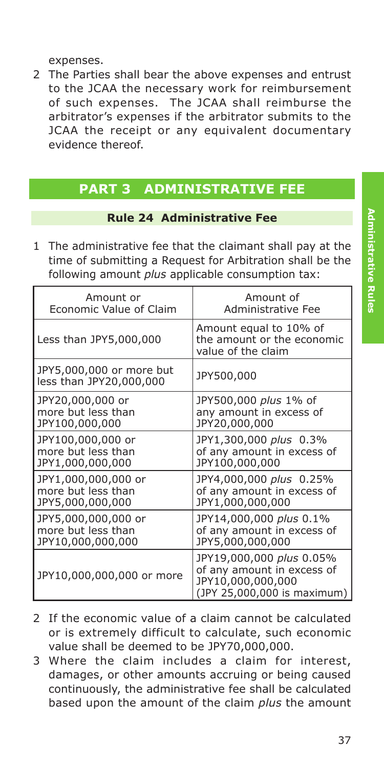expenses.

2 The Parties shall bear the above expenses and entrust to the JCAA the necessary work for reimbursement of such expenses. The JCAA shall reimburse the arbitrator's expenses if the arbitrator submits to the JCAA the receipt or any equivalent documentary evidence thereof.

# PART 3 ADMINISTRATIVE FEE

## Rule 24 Administrative Fee

1 The administrative fee that the claimant shall pay at the time of submitting a Request for Arbitration shall be the following amount *plus* applicable consumption tax:

| Amount or Economic Value of Claim | Amount of Administrative Fee |
|---|---|
| Less than JPY5,000,000 | Amount equal to 10% of the amount or the economic value of the claim |
| JPY5,000,000 or more but less than JPY20,000,000 | JPY500,000 |
| JPY20,000,000 or more but less than JPY100,000,000 | JPY500,000 *plus* 1% of any amount in excess of JPY20,000,000 |
| JPY100,000,000 or more but less than JPY1,000,000,000 | JPY1,300,000 *plus* 0.3% of any amount in excess of JPY100,000,000 |
| JPY1,000,000,000 or more but less than JPY5,000,000,000 | JPY4,000,000 *plus* 0.25% of any amount in excess of JPY1,000,000,000 |
| JPY5,000,000,000 or more but less than JPY10,000,000,000 | JPY14,000,000 *plus* 0.1% of any amount in excess of JPY5,000,000,000 |
| JPY10,000,000,000 or more | JPY19,000,000 *plus* 0.05% of any amount in excess of JPY10,000,000,000 (JPY 25,000,000 is maximum) |

2 If the economic value of a claim cannot be calculated or is extremely difficult to calculate, such economic value shall be deemed to be JPY70,000,000.

3 Where the claim includes a claim for interest, damages, or other amounts accruing or being caused continuously, the administrative fee shall be calculated based upon the amount of the claim *plus* the amount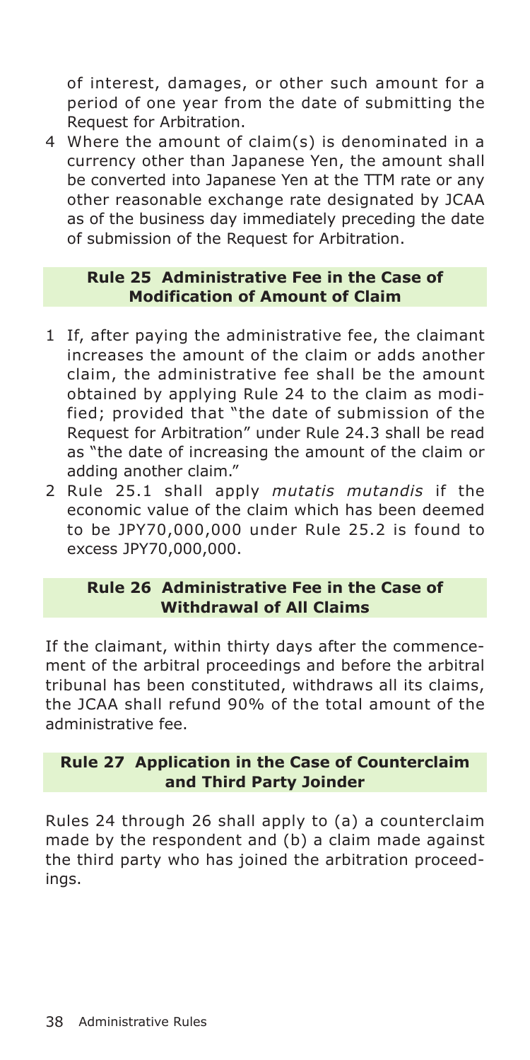of interest, damages, or other such amount for a period of one year from the date of submitting the Request for Arbitration.

4 Where the amount of claim(s) is denominated in a currency other than Japanese Yen, the amount shall be converted into Japanese Yen at the TTM rate or any other reasonable exchange rate designated by JCAA as of the business day immediately preceding the date of submission of the Request for Arbitration.

## Rule 25 Administrative Fee in the Case of Modification of Amount of Claim

1 If, after paying the administrative fee, the claimant increases the amount of the claim or adds another claim, the administrative fee shall be the amount obtained by applying Rule 24 to the claim as modified; provided that "the date of submission of the Request for Arbitration" under Rule 24.3 shall be read as "the date of increasing the amount of the claim or adding another claim."

2 Rule 25.1 shall apply *mutatis mutandis* if the economic value of the claim which has been deemed to be JPY70,000,000 under Rule 25.2 is found to excess JPY70,000,000.

## Rule 26 Administrative Fee in the Case of Withdrawal of All Claims

If the claimant, within thirty days after the commencement of the arbitral proceedings and before the arbitral tribunal has been constituted, withdraws all its claims, the JCAA shall refund 90% of the total amount of the administrative fee.

## Rule 27 Application in the Case of Counterclaim and Third Party Joinder

Rules 24 through 26 shall apply to (a) a counterclaim made by the respondent and (b) a claim made against the third party who has joined the arbitration proceedings.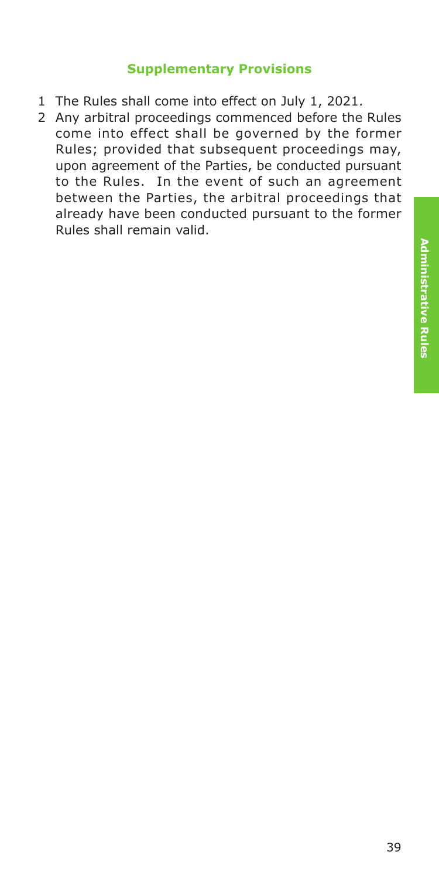## Supplementary Provisions

1. The Rules shall come into effect on July 1, 2021.
2. Any arbitral proceedings commenced before the Rules come into effect shall be governed by the former Rules; provided that subsequent proceedings may, upon agreement of the Parties, be conducted pursuant to the Rules. In the event of such an agreement between the Parties, the arbitral proceedings that already have been conducted pursuant to the former Rules shall remain valid.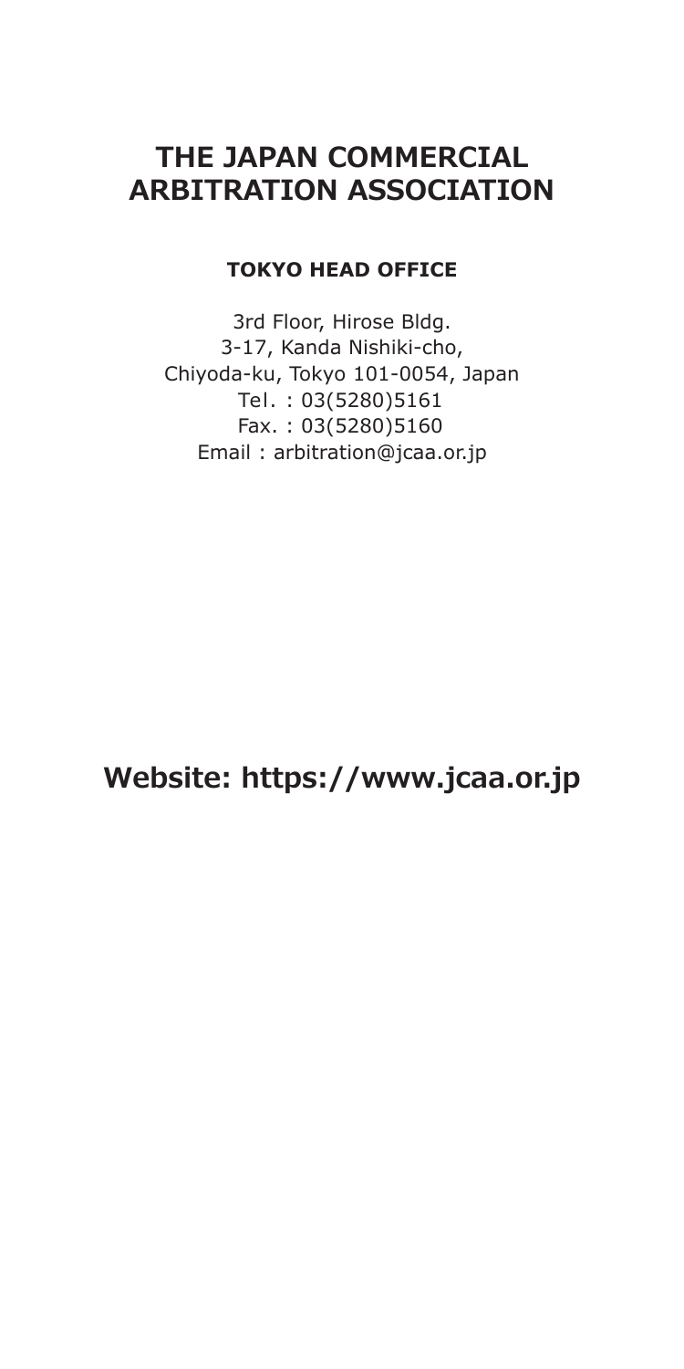# THE JAPAN COMMERCIAL ARBITRATION ASSOCIATION

**TOKYO HEAD OFFICE**

3rd Floor, Hirose Bldg.
3-17, Kanda Nishiki-cho,
Chiyoda-ku, Tokyo 101-0054, Japan
Tel. : 03(5280)5161
Fax. : 03(5280)5160
Email : arbitration@jcaa.or.jp

## Website: https://www.jcaa.or.jp